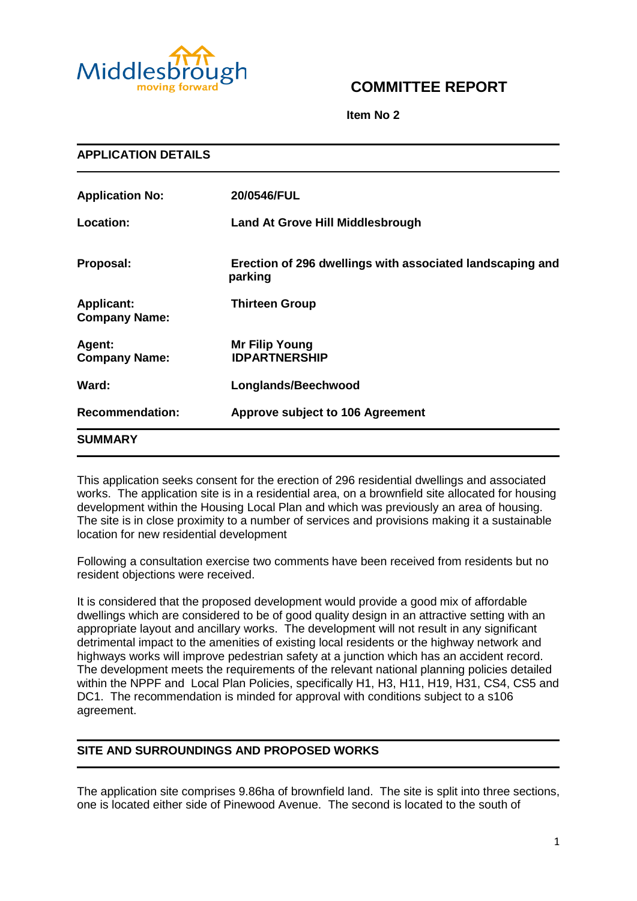# COMMITTEE REPORT

**Item No 2**

## APPLICATION DETAILS

| | |
|---|---|
| **Application No:** | **20/0546/FUL** |
| **Location:** | **Land At Grove Hill Middlesbrough** |
| **Proposal:** | **Erection of 296 dwellings with associated landscaping and parking** |
| **Applicant: Company Name:** | **Thirteen Group** |
| **Agent: Company Name:** | **Mr Filip Young IDPARTNERSHIP** |
| **Ward:** | **Longlands/Beechwood** |
| **Recommendation:** | **Approve subject to 106 Agreement** |

## SUMMARY

This application seeks consent for the erection of 296 residential dwellings and associated works. The application site is in a residential area, on a brownfield site allocated for housing development within the Housing Local Plan and which was previously an area of housing. The site is in close proximity to a number of services and provisions making it a sustainable location for new residential development

Following a consultation exercise two comments have been received from residents but no resident objections were received.

It is considered that the proposed development would provide a good mix of affordable dwellings which are considered to be of good quality design in an attractive setting with an appropriate layout and ancillary works. The development will not result in any significant detrimental impact to the amenities of existing local residents or the highway network and highways works will improve pedestrian safety at a junction which has an accident record. The development meets the requirements of the relevant national planning policies detailed within the NPPF and Local Plan Policies, specifically H1, H3, H11, H19, H31, CS4, CS5 and DC1. The recommendation is minded for approval with conditions subject to a s106 agreement.

## SITE AND SURROUNDINGS AND PROPOSED WORKS

The application site comprises 9.86ha of brownfield land. The site is split into three sections, one is located either side of Pinewood Avenue. The second is located to the south of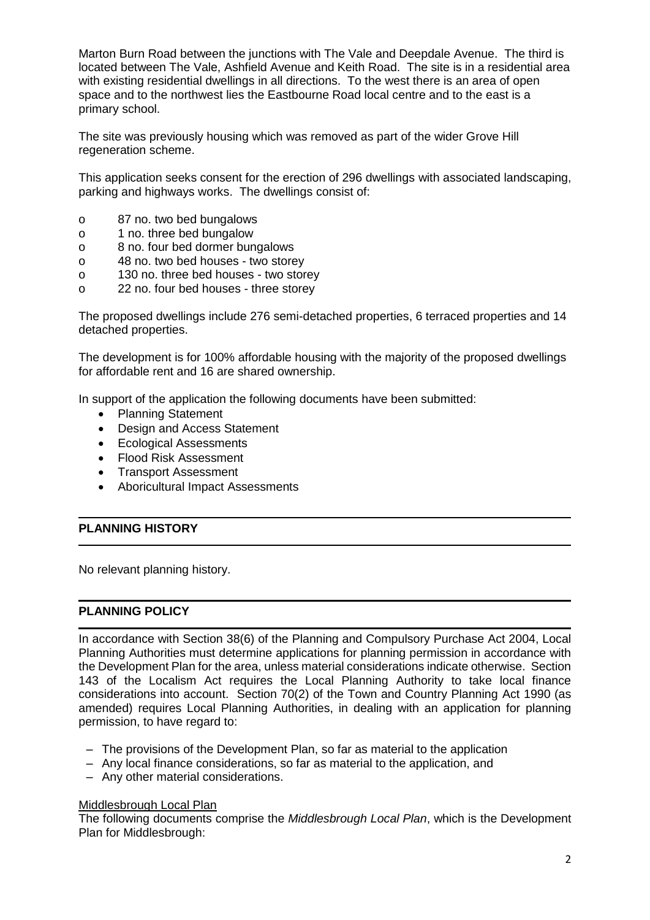Marton Burn Road between the junctions with The Vale and Deepdale Avenue. The third is located between The Vale, Ashfield Avenue and Keith Road. The site is in a residential area with existing residential dwellings in all directions. To the west there is an area of open space and to the northwest lies the Eastbourne Road local centre and to the east is a primary school.

The site was previously housing which was removed as part of the wider Grove Hill regeneration scheme.

This application seeks consent for the erection of 296 dwellings with associated landscaping, parking and highways works. The dwellings consist of:

- 87 no. two bed bungalows
- 1 no. three bed bungalow
- 8 no. four bed dormer bungalows
- 48 no. two bed houses - two storey
- 130 no. three bed houses - two storey
- 22 no. four bed houses - three storey

The proposed dwellings include 276 semi-detached properties, 6 terraced properties and 14 detached properties.

The development is for 100% affordable housing with the majority of the proposed dwellings for affordable rent and 16 are shared ownership.

In support of the application the following documents have been submitted:

- Planning Statement
- Design and Access Statement
- Ecological Assessments
- Flood Risk Assessment
- Transport Assessment
- Aboricultural Impact Assessments

## PLANNING HISTORY

No relevant planning history.

## PLANNING POLICY

In accordance with Section 38(6) of the Planning and Compulsory Purchase Act 2004, Local Planning Authorities must determine applications for planning permission in accordance with the Development Plan for the area, unless material considerations indicate otherwise. Section 143 of the Localism Act requires the Local Planning Authority to take local finance considerations into account. Section 70(2) of the Town and Country Planning Act 1990 (as amended) requires Local Planning Authorities, in dealing with an application for planning permission, to have regard to:

- The provisions of the Development Plan, so far as material to the application
- Any local finance considerations, so far as material to the application, and
- Any other material considerations.

Middlesbrough Local Plan

The following documents comprise the *Middlesbrough Local Plan*, which is the Development Plan for Middlesbrough: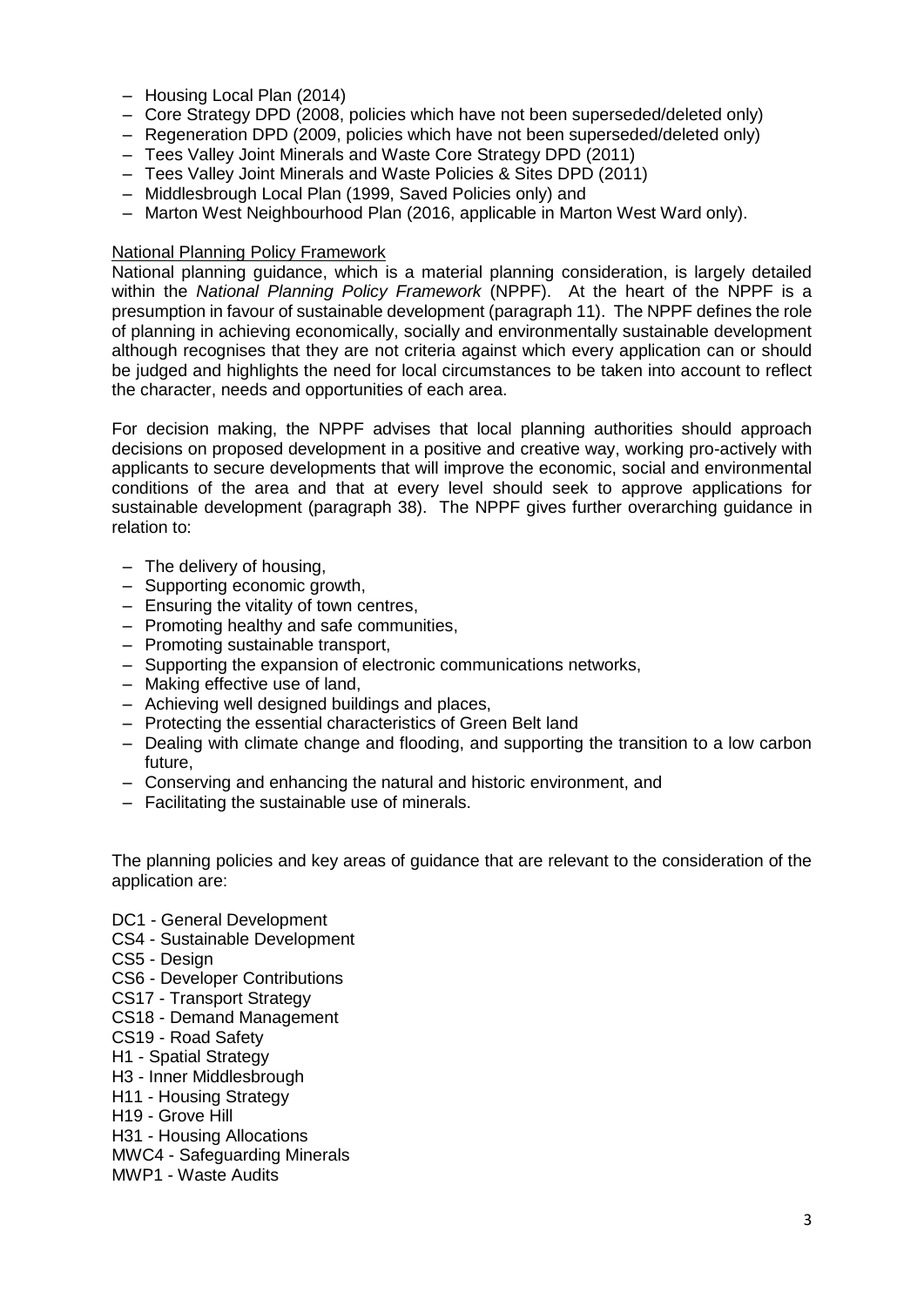- Housing Local Plan (2014)
- Core Strategy DPD (2008, policies which have not been superseded/deleted only)
- Regeneration DPD (2009, policies which have not been superseded/deleted only)
- Tees Valley Joint Minerals and Waste Core Strategy DPD (2011)
- Tees Valley Joint Minerals and Waste Policies & Sites DPD (2011)
- Middlesbrough Local Plan (1999, Saved Policies only) and
- Marton West Neighbourhood Plan (2016, applicable in Marton West Ward only).

<u>National Planning Policy Framework</u>

National planning guidance, which is a material planning consideration, is largely detailed within the *National Planning Policy Framework* (NPPF). At the heart of the NPPF is a presumption in favour of sustainable development (paragraph 11). The NPPF defines the role of planning in achieving economically, socially and environmentally sustainable development although recognises that they are not criteria against which every application can or should be judged and highlights the need for local circumstances to be taken into account to reflect the character, needs and opportunities of each area.

For decision making, the NPPF advises that local planning authorities should approach decisions on proposed development in a positive and creative way, working pro-actively with applicants to secure developments that will improve the economic, social and environmental conditions of the area and that at every level should seek to approve applications for sustainable development (paragraph 38). The NPPF gives further overarching guidance in relation to:

- The delivery of housing,
- Supporting economic growth,
- Ensuring the vitality of town centres,
- Promoting healthy and safe communities,
- Promoting sustainable transport,
- Supporting the expansion of electronic communications networks,
- Making effective use of land,
- Achieving well designed buildings and places,
- Protecting the essential characteristics of Green Belt land
- Dealing with climate change and flooding, and supporting the transition to a low carbon future,
- Conserving and enhancing the natural and historic environment, and
- Facilitating the sustainable use of minerals.

The planning policies and key areas of guidance that are relevant to the consideration of the application are:

DC1 - General Development
CS4 - Sustainable Development
CS5 - Design
CS6 - Developer Contributions
CS17 - Transport Strategy
CS18 - Demand Management
CS19 - Road Safety
H1 - Spatial Strategy
H3 - Inner Middlesbrough
H11 - Housing Strategy
H19 - Grove Hill
H31 - Housing Allocations
MWC4 - Safeguarding Minerals
MWP1 - Waste Audits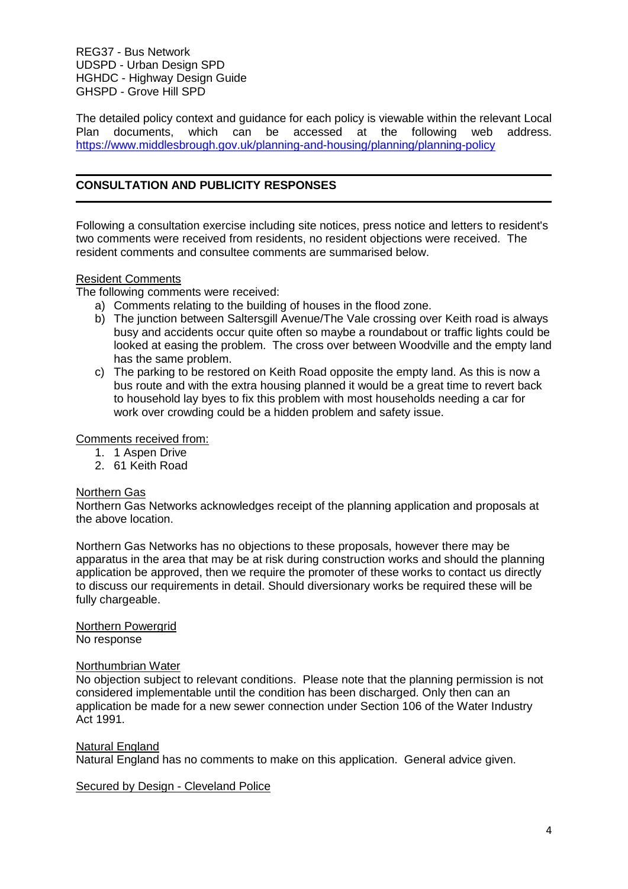REG37 - Bus Network
UDSPD - Urban Design SPD
HGHDC - Highway Design Guide
GHSPD - Grove Hill SPD

The detailed policy context and guidance for each policy is viewable within the relevant Local Plan documents, which can be accessed at the following web address. https://www.middlesbrough.gov.uk/planning-and-housing/planning/planning-policy

## CONSULTATION AND PUBLICITY RESPONSES

Following a consultation exercise including site notices, press notice and letters to resident's two comments were received from residents, no resident objections were received. The resident comments and consultee comments are summarised below.

Resident Comments

The following comments were received:

a) Comments relating to the building of houses in the flood zone.
b) The junction between Saltersgill Avenue/The Vale crossing over Keith road is always busy and accidents occur quite often so maybe a roundabout or traffic lights could be looked at easing the problem. The cross over between Woodville and the empty land has the same problem.
c) The parking to be restored on Keith Road opposite the empty land. As this is now a bus route and with the extra housing planned it would be a great time to revert back to household lay byes to fix this problem with most households needing a car for work over crowding could be a hidden problem and safety issue.

Comments received from:

1. 1 Aspen Drive
2. 61 Keith Road

Northern Gas

Northern Gas Networks acknowledges receipt of the planning application and proposals at the above location.

Northern Gas Networks has no objections to these proposals, however there may be apparatus in the area that may be at risk during construction works and should the planning application be approved, then we require the promoter of these works to contact us directly to discuss our requirements in detail. Should diversionary works be required these will be fully chargeable.

Northern Powergrid

No response

Northumbrian Water

No objection subject to relevant conditions. Please note that the planning permission is not considered implementable until the condition has been discharged. Only then can an application be made for a new sewer connection under Section 106 of the Water Industry Act 1991.

Natural England

Natural England has no comments to make on this application. General advice given.

Secured by Design - Cleveland Police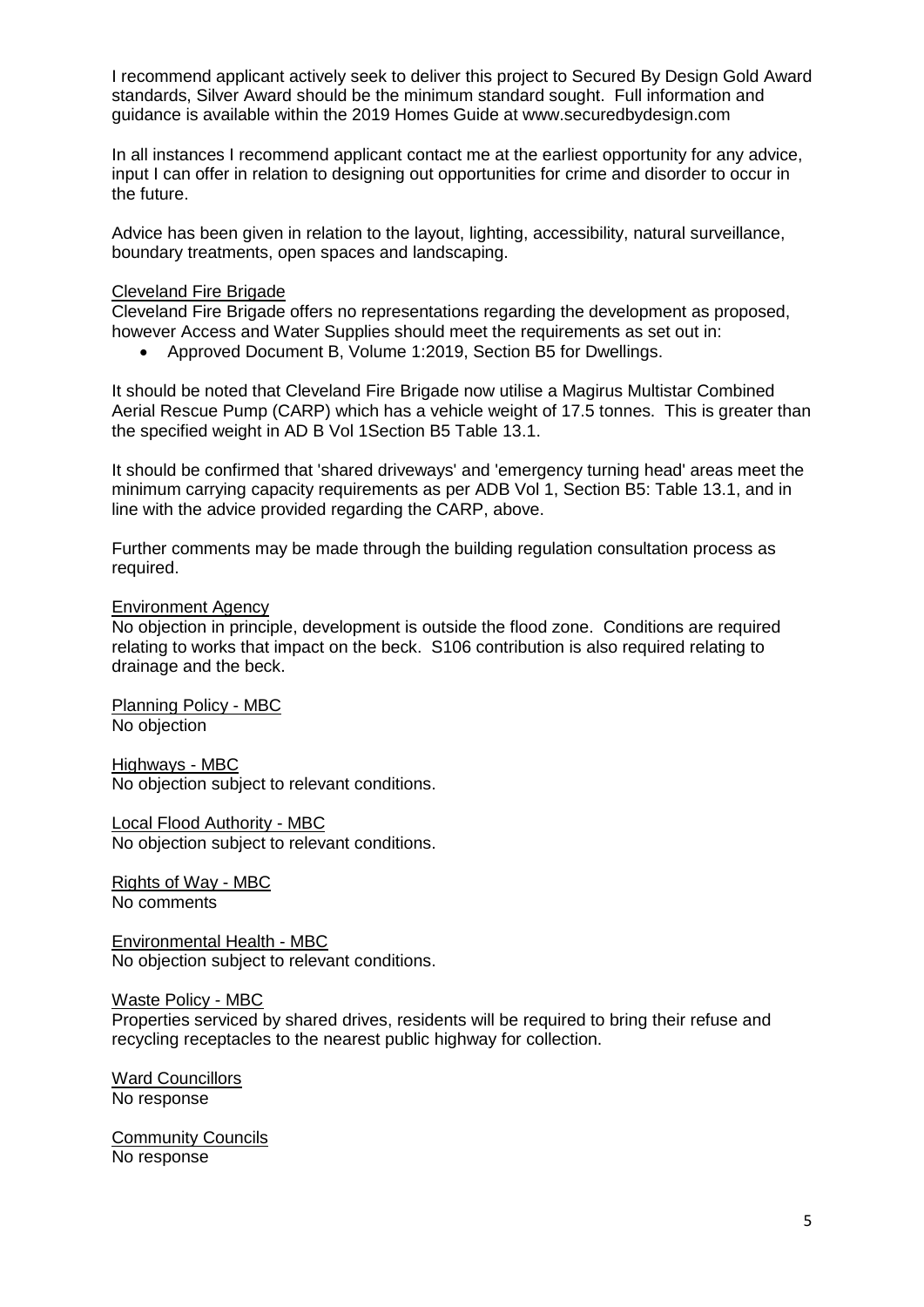I recommend applicant actively seek to deliver this project to Secured By Design Gold Award standards, Silver Award should be the minimum standard sought. Full information and guidance is available within the 2019 Homes Guide at www.securedbydesign.com

In all instances I recommend applicant contact me at the earliest opportunity for any advice, input I can offer in relation to designing out opportunities for crime and disorder to occur in the future.

Advice has been given in relation to the layout, lighting, accessibility, natural surveillance, boundary treatments, open spaces and landscaping.

Cleveland Fire Brigade

Cleveland Fire Brigade offers no representations regarding the development as proposed, however Access and Water Supplies should meet the requirements as set out in:

- Approved Document B, Volume 1:2019, Section B5 for Dwellings.

It should be noted that Cleveland Fire Brigade now utilise a Magirus Multistar Combined Aerial Rescue Pump (CARP) which has a vehicle weight of 17.5 tonnes. This is greater than the specified weight in AD B Vol 1Section B5 Table 13.1.

It should be confirmed that 'shared driveways' and 'emergency turning head' areas meet the minimum carrying capacity requirements as per ADB Vol 1, Section B5: Table 13.1, and in line with the advice provided regarding the CARP, above.

Further comments may be made through the building regulation consultation process as required.

Environment Agency

No objection in principle, development is outside the flood zone. Conditions are required relating to works that impact on the beck. S106 contribution is also required relating to drainage and the beck.

Planning Policy - MBC

No objection

Highways - MBC

No objection subject to relevant conditions.

Local Flood Authority - MBC

No objection subject to relevant conditions.

Rights of Way - MBC

No comments

Environmental Health - MBC

No objection subject to relevant conditions.

Waste Policy - MBC

Properties serviced by shared drives, residents will be required to bring their refuse and recycling receptacles to the nearest public highway for collection.

Ward Councillors

No response

Community Councils

No response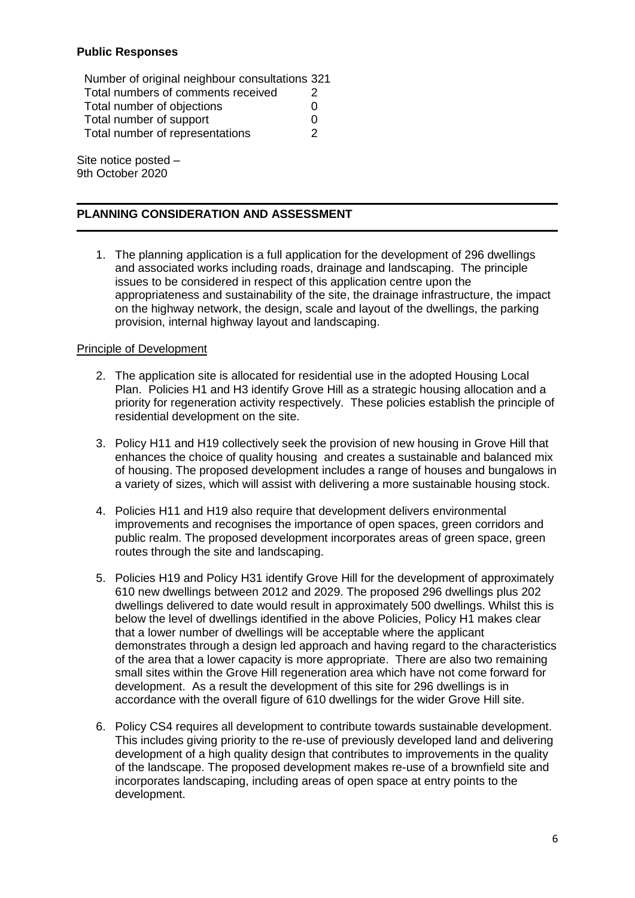**Public Responses**

| | |
|---|---|
| Number of original neighbour consultations | 321 |
| Total numbers of comments received | 2 |
| Total number of objections | 0 |
| Total number of support | 0 |
| Total number of representations | 2 |

Site notice posted –
9th October 2020

## PLANNING CONSIDERATION AND ASSESSMENT

1. The planning application is a full application for the development of 296 dwellings and associated works including roads, drainage and landscaping. The principle issues to be considered in respect of this application centre upon the appropriateness and sustainability of the site, the drainage infrastructure, the impact on the highway network, the design, scale and layout of the dwellings, the parking provision, internal highway layout and landscaping.

Principle of Development

2. The application site is allocated for residential use in the adopted Housing Local Plan. Policies H1 and H3 identify Grove Hill as a strategic housing allocation and a priority for regeneration activity respectively. These policies establish the principle of residential development on the site.

3. Policy H11 and H19 collectively seek the provision of new housing in Grove Hill that enhances the choice of quality housing and creates a sustainable and balanced mix of housing. The proposed development includes a range of houses and bungalows in a variety of sizes, which will assist with delivering a more sustainable housing stock.

4. Policies H11 and H19 also require that development delivers environmental improvements and recognises the importance of open spaces, green corridors and public realm. The proposed development incorporates areas of green space, green routes through the site and landscaping.

5. Policies H19 and Policy H31 identify Grove Hill for the development of approximately 610 new dwellings between 2012 and 2029. The proposed 296 dwellings plus 202 dwellings delivered to date would result in approximately 500 dwellings. Whilst this is below the level of dwellings identified in the above Policies, Policy H1 makes clear that a lower number of dwellings will be acceptable where the applicant demonstrates through a design led approach and having regard to the characteristics of the area that a lower capacity is more appropriate. There are also two remaining small sites within the Grove Hill regeneration area which have not come forward for development. As a result the development of this site for 296 dwellings is in accordance with the overall figure of 610 dwellings for the wider Grove Hill site.

6. Policy CS4 requires all development to contribute towards sustainable development. This includes giving priority to the re-use of previously developed land and delivering development of a high quality design that contributes to improvements in the quality of the landscape. The proposed development makes re-use of a brownfield site and incorporates landscaping, including areas of open space at entry points to the development.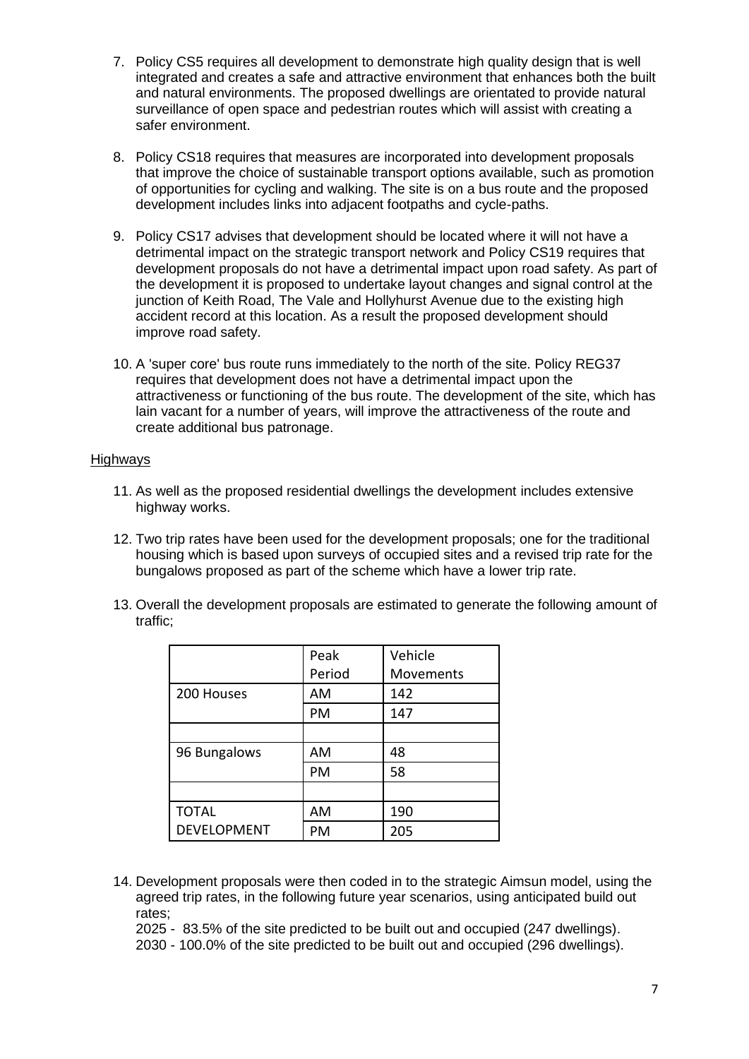7. Policy CS5 requires all development to demonstrate high quality design that is well integrated and creates a safe and attractive environment that enhances both the built and natural environments. The proposed dwellings are orientated to provide natural surveillance of open space and pedestrian routes which will assist with creating a safer environment.

8. Policy CS18 requires that measures are incorporated into development proposals that improve the choice of sustainable transport options available, such as promotion of opportunities for cycling and walking. The site is on a bus route and the proposed development includes links into adjacent footpaths and cycle-paths.

9. Policy CS17 advises that development should be located where it will not have a detrimental impact on the strategic transport network and Policy CS19 requires that development proposals do not have a detrimental impact upon road safety. As part of the development it is proposed to undertake layout changes and signal control at the junction of Keith Road, The Vale and Hollyhurst Avenue due to the existing high accident record at this location. As a result the proposed development should improve road safety.

10. A 'super core' bus route runs immediately to the north of the site. Policy REG37 requires that development does not have a detrimental impact upon the attractiveness or functioning of the bus route. The development of the site, which has lain vacant for a number of years, will improve the attractiveness of the route and create additional bus patronage.

<u>Highways</u>

11. As well as the proposed residential dwellings the development includes extensive highway works.

12. Two trip rates have been used for the development proposals; one for the traditional housing which is based upon surveys of occupied sites and a revised trip rate for the bungalows proposed as part of the scheme which have a lower trip rate.

13. Overall the development proposals are estimated to generate the following amount of traffic;

| | Peak Period | Vehicle Movements |
|---|---|---|
| 200 Houses | AM | 142 |
| | PM | 147 |
| | | |
| 96 Bungalows | AM | 48 |
| | PM | 58 |
| | | |
| TOTAL DEVELOPMENT | AM | 190 |
| | PM | 205 |

14. Development proposals were then coded in to the strategic Aimsun model, using the agreed trip rates, in the following future year scenarios, using anticipated build out rates;
 2025 - 83.5% of the site predicted to be built out and occupied (247 dwellings).
 2030 - 100.0% of the site predicted to be built out and occupied (296 dwellings).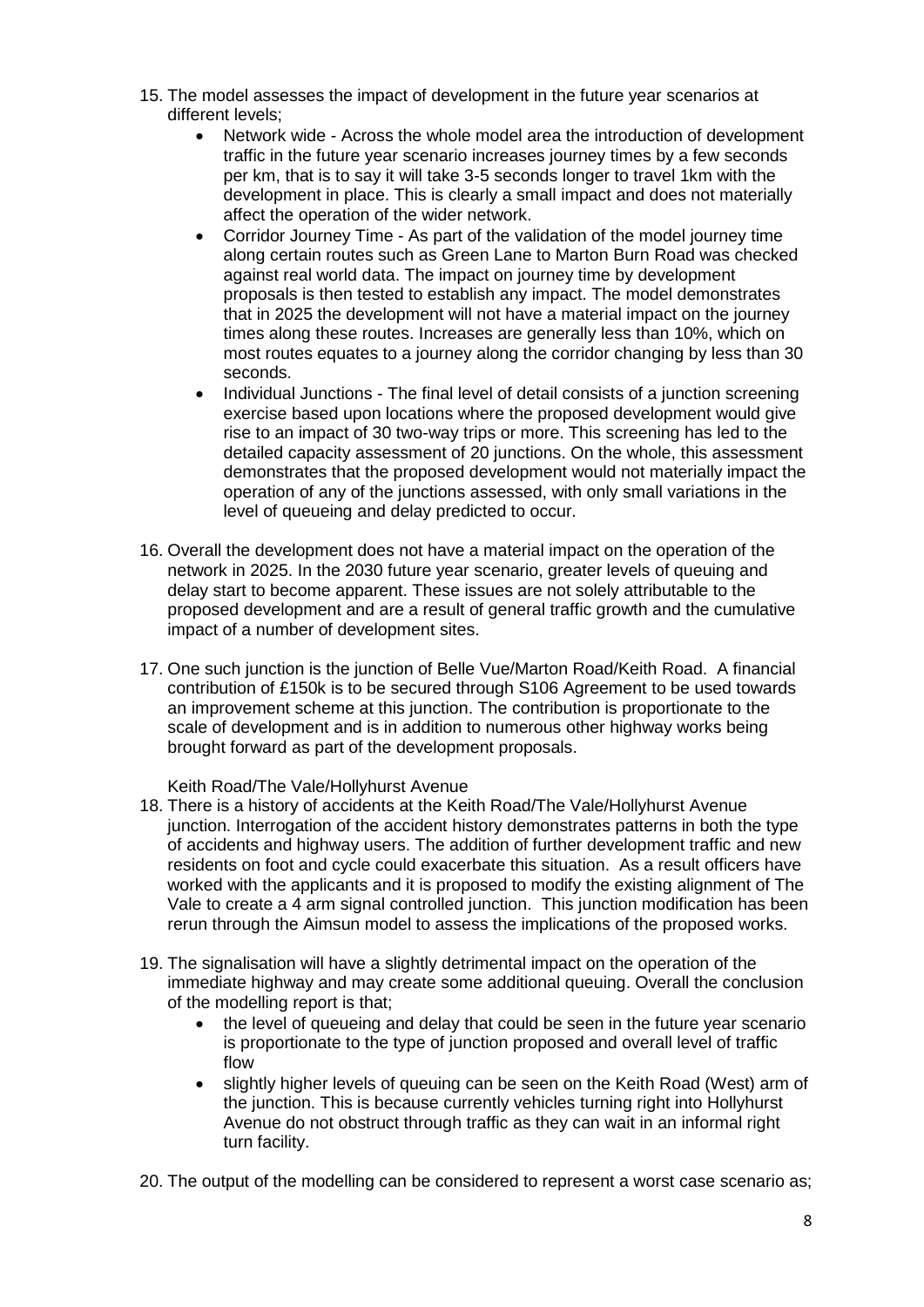15. The model assesses the impact of development in the future year scenarios at different levels;
    - Network wide - Across the whole model area the introduction of development traffic in the future year scenario increases journey times by a few seconds per km, that is to say it will take 3-5 seconds longer to travel 1km with the development in place. This is clearly a small impact and does not materially affect the operation of the wider network.
    - Corridor Journey Time - As part of the validation of the model journey time along certain routes such as Green Lane to Marton Burn Road was checked against real world data. The impact on journey time by development proposals is then tested to establish any impact. The model demonstrates that in 2025 the development will not have a material impact on the journey times along these routes. Increases are generally less than 10%, which on most routes equates to a journey along the corridor changing by less than 30 seconds.
    - Individual Junctions - The final level of detail consists of a junction screening exercise based upon locations where the proposed development would give rise to an impact of 30 two-way trips or more. This screening has led to the detailed capacity assessment of 20 junctions. On the whole, this assessment demonstrates that the proposed development would not materially impact the operation of any of the junctions assessed, with only small variations in the level of queueing and delay predicted to occur.

16. Overall the development does not have a material impact on the operation of the network in 2025. In the 2030 future year scenario, greater levels of queuing and delay start to become apparent. These issues are not solely attributable to the proposed development and are a result of general traffic growth and the cumulative impact of a number of development sites.

17. One such junction is the junction of Belle Vue/Marton Road/Keith Road. A financial contribution of £150k is to be secured through S106 Agreement to be used towards an improvement scheme at this junction. The contribution is proportionate to the scale of development and is in addition to numerous other highway works being brought forward as part of the development proposals.

Keith Road/The Vale/Hollyhurst Avenue

18. There is a history of accidents at the Keith Road/The Vale/Hollyhurst Avenue junction. Interrogation of the accident history demonstrates patterns in both the type of accidents and highway users. The addition of further development traffic and new residents on foot and cycle could exacerbate this situation. As a result officers have worked with the applicants and it is proposed to modify the existing alignment of The Vale to create a 4 arm signal controlled junction. This junction modification has been rerun through the Aimsun model to assess the implications of the proposed works.

19. The signalisation will have a slightly detrimental impact on the operation of the immediate highway and may create some additional queuing. Overall the conclusion of the modelling report is that;
    - the level of queueing and delay that could be seen in the future year scenario is proportionate to the type of junction proposed and overall level of traffic flow
    - slightly higher levels of queuing can be seen on the Keith Road (West) arm of the junction. This is because currently vehicles turning right into Hollyhurst Avenue do not obstruct through traffic as they can wait in an informal right turn facility.

20. The output of the modelling can be considered to represent a worst case scenario as;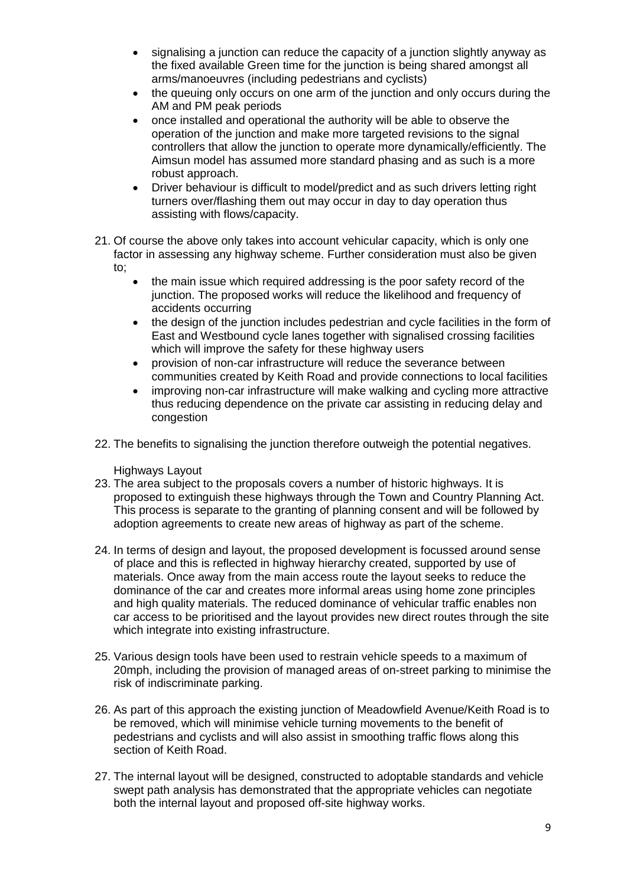- signalising a junction can reduce the capacity of a junction slightly anyway as the fixed available Green time for the junction is being shared amongst all arms/manoeuvres (including pedestrians and cyclists)
- the queuing only occurs on one arm of the junction and only occurs during the AM and PM peak periods
- once installed and operational the authority will be able to observe the operation of the junction and make more targeted revisions to the signal controllers that allow the junction to operate more dynamically/efficiently. The Aimsun model has assumed more standard phasing and as such is a more robust approach.
- Driver behaviour is difficult to model/predict and as such drivers letting right turners over/flashing them out may occur in day to day operation thus assisting with flows/capacity.

21. Of course the above only takes into account vehicular capacity, which is only one factor in assessing any highway scheme. Further consideration must also be given to;
    - the main issue which required addressing is the poor safety record of the junction. The proposed works will reduce the likelihood and frequency of accidents occurring
    - the design of the junction includes pedestrian and cycle facilities in the form of East and Westbound cycle lanes together with signalised crossing facilities which will improve the safety for these highway users
    - provision of non-car infrastructure will reduce the severance between communities created by Keith Road and provide connections to local facilities
    - improving non-car infrastructure will make walking and cycling more attractive thus reducing dependence on the private car assisting in reducing delay and congestion

22. The benefits to signalising the junction therefore outweigh the potential negatives.

Highways Layout

23. The area subject to the proposals covers a number of historic highways. It is proposed to extinguish these highways through the Town and Country Planning Act. This process is separate to the granting of planning consent and will be followed by adoption agreements to create new areas of highway as part of the scheme.

24. In terms of design and layout, the proposed development is focussed around sense of place and this is reflected in highway hierarchy created, supported by use of materials. Once away from the main access route the layout seeks to reduce the dominance of the car and creates more informal areas using home zone principles and high quality materials. The reduced dominance of vehicular traffic enables non car access to be prioritised and the layout provides new direct routes through the site which integrate into existing infrastructure.

25. Various design tools have been used to restrain vehicle speeds to a maximum of 20mph, including the provision of managed areas of on-street parking to minimise the risk of indiscriminate parking.

26. As part of this approach the existing junction of Meadowfield Avenue/Keith Road is to be removed, which will minimise vehicle turning movements to the benefit of pedestrians and cyclists and will also assist in smoothing traffic flows along this section of Keith Road.

27. The internal layout will be designed, constructed to adoptable standards and vehicle swept path analysis has demonstrated that the appropriate vehicles can negotiate both the internal layout and proposed off-site highway works.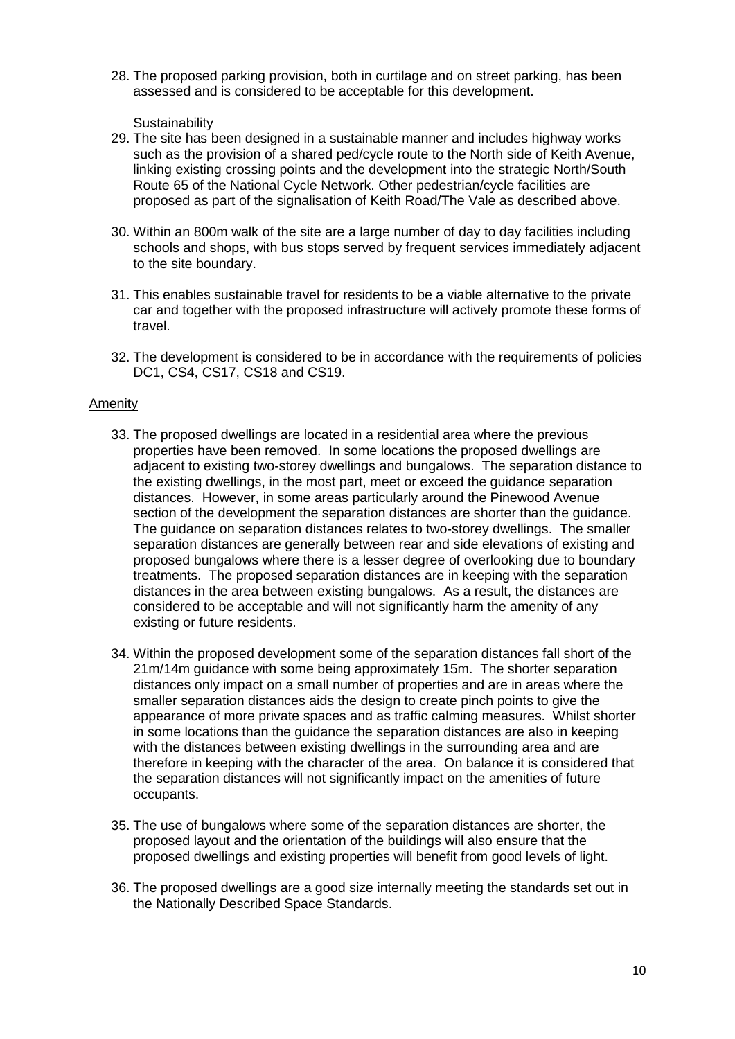28. The proposed parking provision, both in curtilage and on street parking, has been assessed and is considered to be acceptable for this development.

Sustainability

29. The site has been designed in a sustainable manner and includes highway works such as the provision of a shared ped/cycle route to the North side of Keith Avenue, linking existing crossing points and the development into the strategic North/South Route 65 of the National Cycle Network. Other pedestrian/cycle facilities are proposed as part of the signalisation of Keith Road/The Vale as described above.

30. Within an 800m walk of the site are a large number of day to day facilities including schools and shops, with bus stops served by frequent services immediately adjacent to the site boundary.

31. This enables sustainable travel for residents to be a viable alternative to the private car and together with the proposed infrastructure will actively promote these forms of travel.

32. The development is considered to be in accordance with the requirements of policies DC1, CS4, CS17, CS18 and CS19.

## Amenity

33. The proposed dwellings are located in a residential area where the previous properties have been removed. In some locations the proposed dwellings are adjacent to existing two-storey dwellings and bungalows. The separation distance to the existing dwellings, in the most part, meet or exceed the guidance separation distances. However, in some areas particularly around the Pinewood Avenue section of the development the separation distances are shorter than the guidance. The guidance on separation distances relates to two-storey dwellings. The smaller separation distances are generally between rear and side elevations of existing and proposed bungalows where there is a lesser degree of overlooking due to boundary treatments. The proposed separation distances are in keeping with the separation distances in the area between existing bungalows. As a result, the distances are considered to be acceptable and will not significantly harm the amenity of any existing or future residents.

34. Within the proposed development some of the separation distances fall short of the 21m/14m guidance with some being approximately 15m. The shorter separation distances only impact on a small number of properties and are in areas where the smaller separation distances aids the design to create pinch points to give the appearance of more private spaces and as traffic calming measures. Whilst shorter in some locations than the guidance the separation distances are also in keeping with the distances between existing dwellings in the surrounding area and are therefore in keeping with the character of the area. On balance it is considered that the separation distances will not significantly impact on the amenities of future occupants.

35. The use of bungalows where some of the separation distances are shorter, the proposed layout and the orientation of the buildings will also ensure that the proposed dwellings and existing properties will benefit from good levels of light.

36. The proposed dwellings are a good size internally meeting the standards set out in the Nationally Described Space Standards.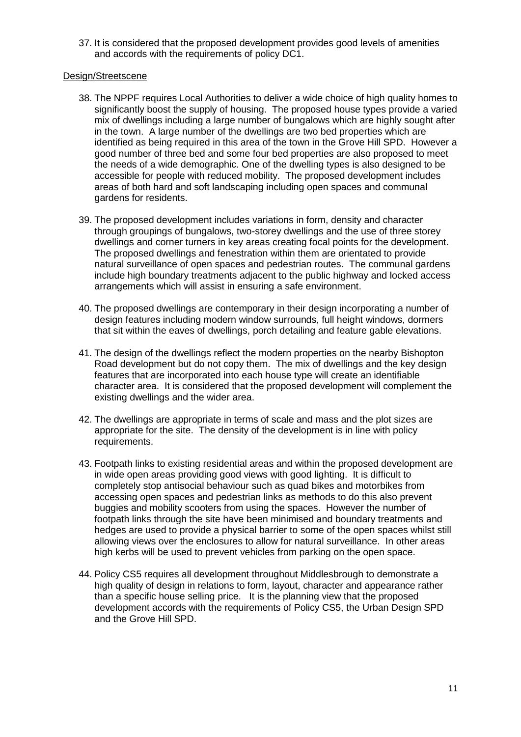37. It is considered that the proposed development provides good levels of amenities and accords with the requirements of policy DC1.

## Design/Streetscene

38. The NPPF requires Local Authorities to deliver a wide choice of high quality homes to significantly boost the supply of housing. The proposed house types provide a varied mix of dwellings including a large number of bungalows which are highly sought after in the town. A large number of the dwellings are two bed properties which are identified as being required in this area of the town in the Grove Hill SPD. However a good number of three bed and some four bed properties are also proposed to meet the needs of a wide demographic. One of the dwelling types is also designed to be accessible for people with reduced mobility. The proposed development includes areas of both hard and soft landscaping including open spaces and communal gardens for residents.

39. The proposed development includes variations in form, density and character through groupings of bungalows, two-storey dwellings and the use of three storey dwellings and corner turners in key areas creating focal points for the development. The proposed dwellings and fenestration within them are orientated to provide natural surveillance of open spaces and pedestrian routes. The communal gardens include high boundary treatments adjacent to the public highway and locked access arrangements which will assist in ensuring a safe environment.

40. The proposed dwellings are contemporary in their design incorporating a number of design features including modern window surrounds, full height windows, dormers that sit within the eaves of dwellings, porch detailing and feature gable elevations.

41. The design of the dwellings reflect the modern properties on the nearby Bishopton Road development but do not copy them. The mix of dwellings and the key design features that are incorporated into each house type will create an identifiable character area. It is considered that the proposed development will complement the existing dwellings and the wider area.

42. The dwellings are appropriate in terms of scale and mass and the plot sizes are appropriate for the site. The density of the development is in line with policy requirements.

43. Footpath links to existing residential areas and within the proposed development are in wide open areas providing good views with good lighting. It is difficult to completely stop antisocial behaviour such as quad bikes and motorbikes from accessing open spaces and pedestrian links as methods to do this also prevent buggies and mobility scooters from using the spaces. However the number of footpath links through the site have been minimised and boundary treatments and hedges are used to provide a physical barrier to some of the open spaces whilst still allowing views over the enclosures to allow for natural surveillance. In other areas high kerbs will be used to prevent vehicles from parking on the open space.

44. Policy CS5 requires all development throughout Middlesbrough to demonstrate a high quality of design in relations to form, layout, character and appearance rather than a specific house selling price. It is the planning view that the proposed development accords with the requirements of Policy CS5, the Urban Design SPD and the Grove Hill SPD.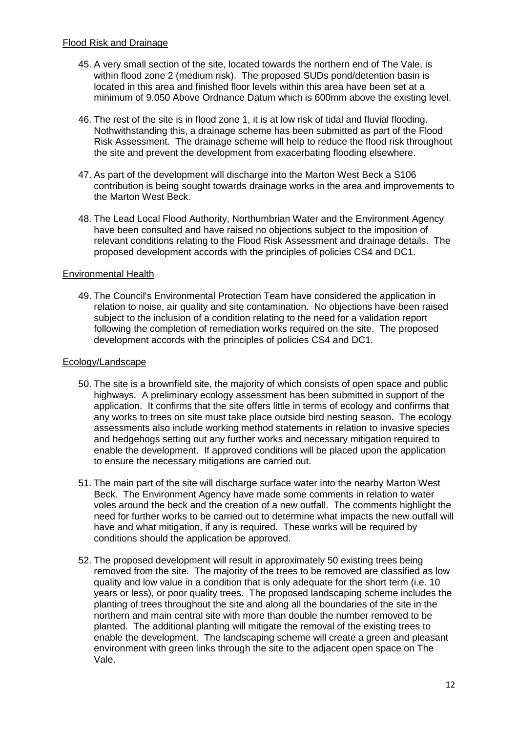Flood Risk and Drainage

45. A very small section of the site, located towards the northern end of The Vale, is within flood zone 2 (medium risk). The proposed SUDs pond/detention basin is located in this area and finished floor levels within this area have been set at a minimum of 9.050 Above Ordnance Datum which is 600mm above the existing level.

46. The rest of the site is in flood zone 1, it is at low risk of tidal and fluvial flooding. Nothwithstanding this, a drainage scheme has been submitted as part of the Flood Risk Assessment. The drainage scheme will help to reduce the flood risk throughout the site and prevent the development from exacerbating flooding elsewhere.

47. As part of the development will discharge into the Marton West Beck a S106 contribution is being sought towards drainage works in the area and improvements to the Marton West Beck.

48. The Lead Local Flood Authority, Northumbrian Water and the Environment Agency have been consulted and have raised no objections subject to the imposition of relevant conditions relating to the Flood Risk Assessment and drainage details. The proposed development accords with the principles of policies CS4 and DC1.

Environmental Health

49. The Council's Environmental Protection Team have considered the application in relation to noise, air quality and site contamination. No objections have been raised subject to the inclusion of a condition relating to the need for a validation report following the completion of remediation works required on the site. The proposed development accords with the principles of policies CS4 and DC1.

Ecology/Landscape

50. The site is a brownfield site, the majority of which consists of open space and public highways. A preliminary ecology assessment has been submitted in support of the application. It confirms that the site offers little in terms of ecology and confirms that any works to trees on site must take place outside bird nesting season. The ecology assessments also include working method statements in relation to invasive species and hedgehogs setting out any further works and necessary mitigation required to enable the development. If approved conditions will be placed upon the application to ensure the necessary mitigations are carried out.

51. The main part of the site will discharge surface water into the nearby Marton West Beck. The Environment Agency have made some comments in relation to water voles around the beck and the creation of a new outfall. The comments highlight the need for further works to be carried out to determine what impacts the new outfall will have and what mitigation, if any is required. These works will be required by conditions should the application be approved.

52. The proposed development will result in approximately 50 existing trees being removed from the site. The majority of the trees to be removed are classified as low quality and low value in a condition that is only adequate for the short term (i.e. 10 years or less), or poor quality trees. The proposed landscaping scheme includes the planting of trees throughout the site and along all the boundaries of the site in the northern and main central site with more than double the number removed to be planted. The additional planting will mitigate the removal of the existing trees to enable the development. The landscaping scheme will create a green and pleasant environment with green links through the site to the adjacent open space on The Vale.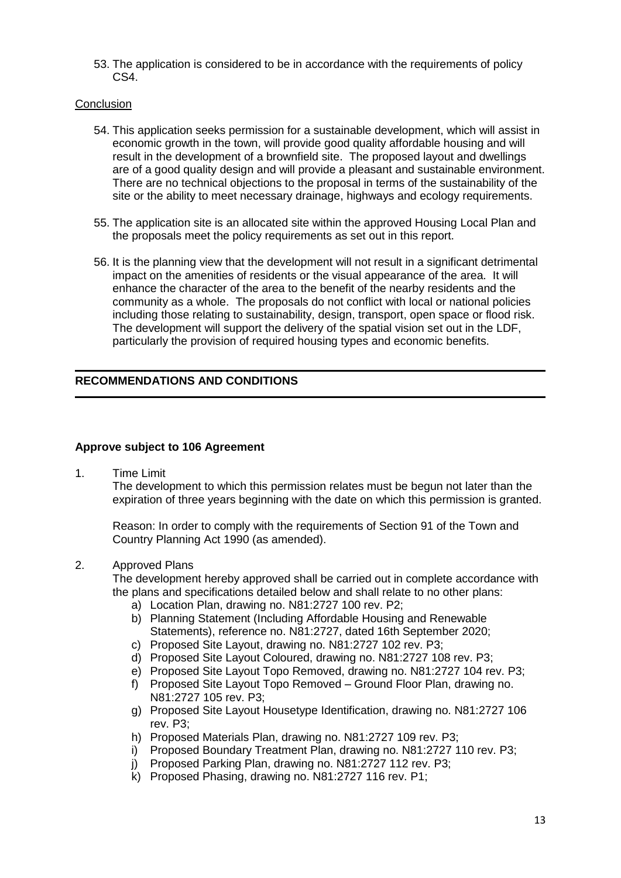53. The application is considered to be in accordance with the requirements of policy CS4.

## Conclusion

54. This application seeks permission for a sustainable development, which will assist in economic growth in the town, will provide good quality affordable housing and will result in the development of a brownfield site. The proposed layout and dwellings are of a good quality design and will provide a pleasant and sustainable environment. There are no technical objections to the proposal in terms of the sustainability of the site or the ability to meet necessary drainage, highways and ecology requirements.

55. The application site is an allocated site within the approved Housing Local Plan and the proposals meet the policy requirements as set out in this report.

56. It is the planning view that the development will not result in a significant detrimental impact on the amenities of residents or the visual appearance of the area. It will enhance the character of the area to the benefit of the nearby residents and the community as a whole. The proposals do not conflict with local or national policies including those relating to sustainability, design, transport, open space or flood risk. The development will support the delivery of the spatial vision set out in the LDF, particularly the provision of required housing types and economic benefits.

## RECOMMENDATIONS AND CONDITIONS

**Approve subject to 106 Agreement**

1. Time Limit

   The development to which this permission relates must be begun not later than the expiration of three years beginning with the date on which this permission is granted.

   Reason: In order to comply with the requirements of Section 91 of the Town and Country Planning Act 1990 (as amended).

2. Approved Plans

   The development hereby approved shall be carried out in complete accordance with the plans and specifications detailed below and shall relate to no other plans:

   a) Location Plan, drawing no. N81:2727 100 rev. P2;
   b) Planning Statement (Including Affordable Housing and Renewable Statements), reference no. N81:2727, dated 16th September 2020;
   c) Proposed Site Layout, drawing no. N81:2727 102 rev. P3;
   d) Proposed Site Layout Coloured, drawing no. N81:2727 108 rev. P3;
   e) Proposed Site Layout Topo Removed, drawing no. N81:2727 104 rev. P3;
   f) Proposed Site Layout Topo Removed – Ground Floor Plan, drawing no. N81:2727 105 rev. P3;
   g) Proposed Site Layout Housetype Identification, drawing no. N81:2727 106 rev. P3;
   h) Proposed Materials Plan, drawing no. N81:2727 109 rev. P3;
   i) Proposed Boundary Treatment Plan, drawing no. N81:2727 110 rev. P3;
   j) Proposed Parking Plan, drawing no. N81:2727 112 rev. P3;
   k) Proposed Phasing, drawing no. N81:2727 116 rev. P1;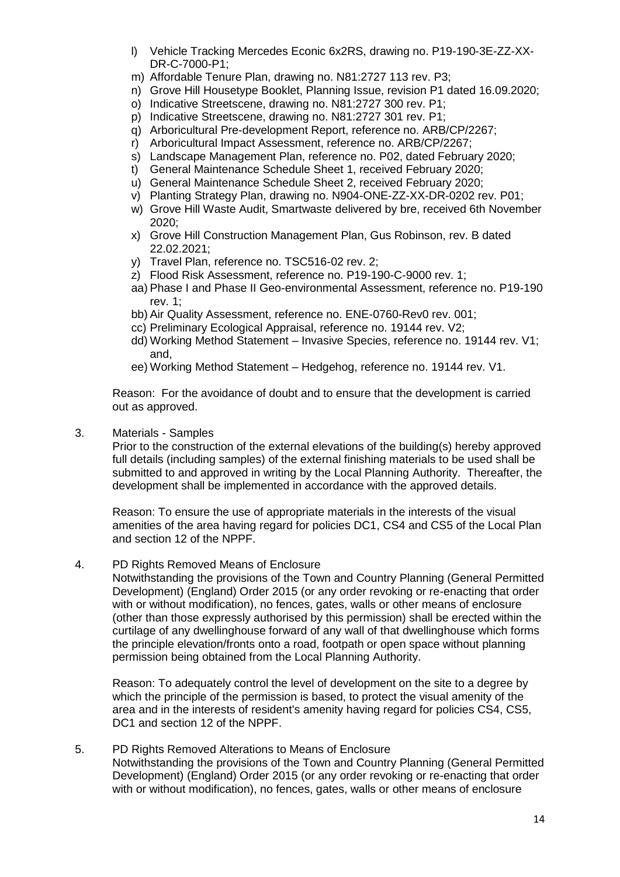l) Vehicle Tracking Mercedes Econic 6x2RS, drawing no. P19-190-3E-ZZ-XX-DR-C-7000-P1;
m) Affordable Tenure Plan, drawing no. N81:2727 113 rev. P3;
n) Grove Hill Housetype Booklet, Planning Issue, revision P1 dated 16.09.2020;
o) Indicative Streetscene, drawing no. N81:2727 300 rev. P1;
p) Indicative Streetscene, drawing no. N81:2727 301 rev. P1;
q) Arboricultural Pre-development Report, reference no. ARB/CP/2267;
r) Arboricultural Impact Assessment, reference no. ARB/CP/2267;
s) Landscape Management Plan, reference no. P02, dated February 2020;
t) General Maintenance Schedule Sheet 1, received February 2020;
u) General Maintenance Schedule Sheet 2, received February 2020;
v) Planting Strategy Plan, drawing no. N904-ONE-ZZ-XX-DR-0202 rev. P01;
w) Grove Hill Waste Audit, Smartwaste delivered by bre, received 6th November 2020;
x) Grove Hill Construction Management Plan, Gus Robinson, rev. B dated 22.02.2021;
y) Travel Plan, reference no. TSC516-02 rev. 2;
z) Flood Risk Assessment, reference no. P19-190-C-9000 rev. 1;
aa) Phase I and Phase II Geo-environmental Assessment, reference no. P19-190 rev. 1;
bb) Air Quality Assessment, reference no. ENE-0760-Rev0 rev. 001;
cc) Preliminary Ecological Appraisal, reference no. 19144 rev. V2;
dd) Working Method Statement – Invasive Species, reference no. 19144 rev. V1; and,
ee) Working Method Statement – Hedgehog, reference no. 19144 rev. V1.

Reason: For the avoidance of doubt and to ensure that the development is carried out as approved.

3. Materials - Samples

Prior to the construction of the external elevations of the building(s) hereby approved full details (including samples) of the external finishing materials to be used shall be submitted to and approved in writing by the Local Planning Authority. Thereafter, the development shall be implemented in accordance with the approved details.

Reason: To ensure the use of appropriate materials in the interests of the visual amenities of the area having regard for policies DC1, CS4 and CS5 of the Local Plan and section 12 of the NPPF.

4. PD Rights Removed Means of Enclosure

Notwithstanding the provisions of the Town and Country Planning (General Permitted Development) (England) Order 2015 (or any order revoking or re-enacting that order with or without modification), no fences, gates, walls or other means of enclosure (other than those expressly authorised by this permission) shall be erected within the curtilage of any dwellinghouse forward of any wall of that dwellinghouse which forms the principle elevation/fronts onto a road, footpath or open space without planning permission being obtained from the Local Planning Authority.

Reason: To adequately control the level of development on the site to a degree by which the principle of the permission is based, to protect the visual amenity of the area and in the interests of resident's amenity having regard for policies CS4, CS5, DC1 and section 12 of the NPPF.

5. PD Rights Removed Alterations to Means of Enclosure

Notwithstanding the provisions of the Town and Country Planning (General Permitted Development) (England) Order 2015 (or any order revoking or re-enacting that order with or without modification), no fences, gates, walls or other means of enclosure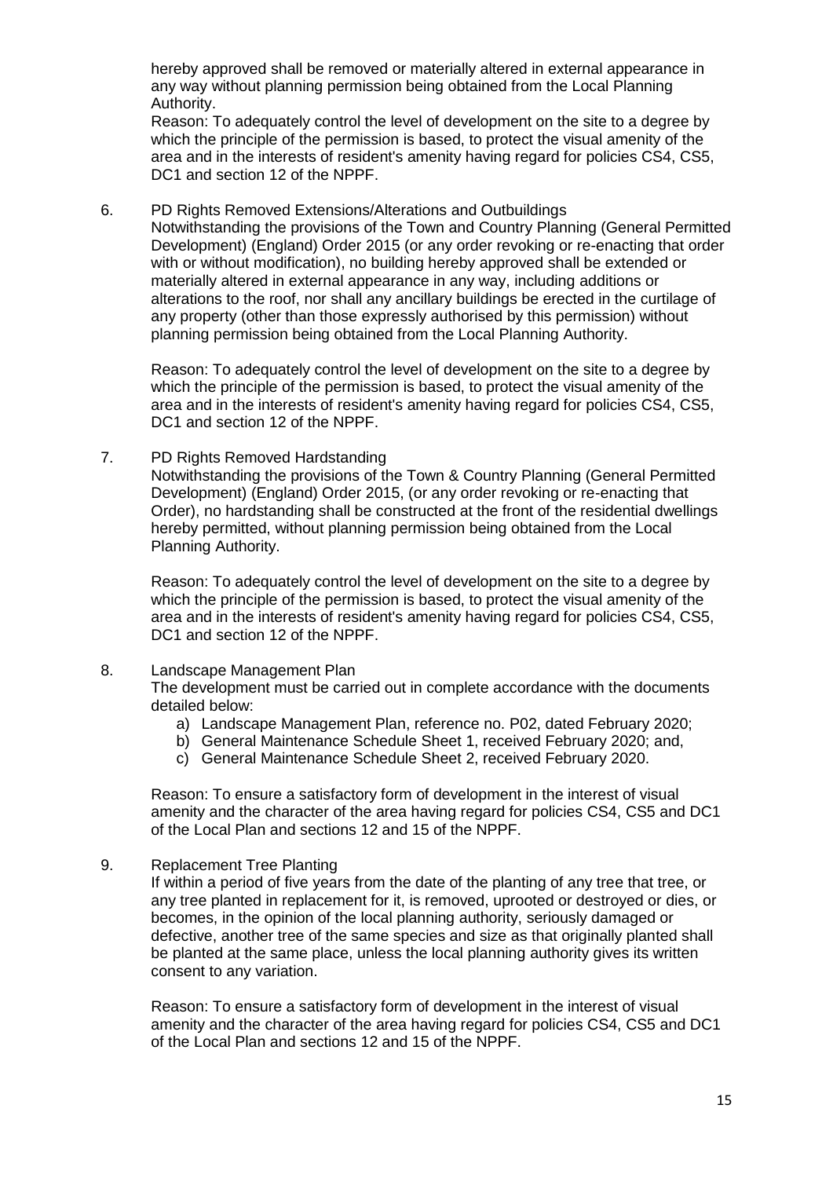hereby approved shall be removed or materially altered in external appearance in any way without planning permission being obtained from the Local Planning Authority.

Reason: To adequately control the level of development on the site to a degree by which the principle of the permission is based, to protect the visual amenity of the area and in the interests of resident's amenity having regard for policies CS4, CS5, DC1 and section 12 of the NPPF.

6. PD Rights Removed Extensions/Alterations and Outbuildings

   Notwithstanding the provisions of the Town and Country Planning (General Permitted Development) (England) Order 2015 (or any order revoking or re-enacting that order with or without modification), no building hereby approved shall be extended or materially altered in external appearance in any way, including additions or alterations to the roof, nor shall any ancillary buildings be erected in the curtilage of any property (other than those expressly authorised by this permission) without planning permission being obtained from the Local Planning Authority.

   Reason: To adequately control the level of development on the site to a degree by which the principle of the permission is based, to protect the visual amenity of the area and in the interests of resident's amenity having regard for policies CS4, CS5, DC1 and section 12 of the NPPF.

7. PD Rights Removed Hardstanding

   Notwithstanding the provisions of the Town & Country Planning (General Permitted Development) (England) Order 2015, (or any order revoking or re-enacting that Order), no hardstanding shall be constructed at the front of the residential dwellings hereby permitted, without planning permission being obtained from the Local Planning Authority.

   Reason: To adequately control the level of development on the site to a degree by which the principle of the permission is based, to protect the visual amenity of the area and in the interests of resident's amenity having regard for policies CS4, CS5, DC1 and section 12 of the NPPF.

8. Landscape Management Plan

   The development must be carried out in complete accordance with the documents detailed below:

   a) Landscape Management Plan, reference no. P02, dated February 2020;
   b) General Maintenance Schedule Sheet 1, received February 2020; and,
   c) General Maintenance Schedule Sheet 2, received February 2020.

   Reason: To ensure a satisfactory form of development in the interest of visual amenity and the character of the area having regard for policies CS4, CS5 and DC1 of the Local Plan and sections 12 and 15 of the NPPF.

9. Replacement Tree Planting

   If within a period of five years from the date of the planting of any tree that tree, or any tree planted in replacement for it, is removed, uprooted or destroyed or dies, or becomes, in the opinion of the local planning authority, seriously damaged or defective, another tree of the same species and size as that originally planted shall be planted at the same place, unless the local planning authority gives its written consent to any variation.

   Reason: To ensure a satisfactory form of development in the interest of visual amenity and the character of the area having regard for policies CS4, CS5 and DC1 of the Local Plan and sections 12 and 15 of the NPPF.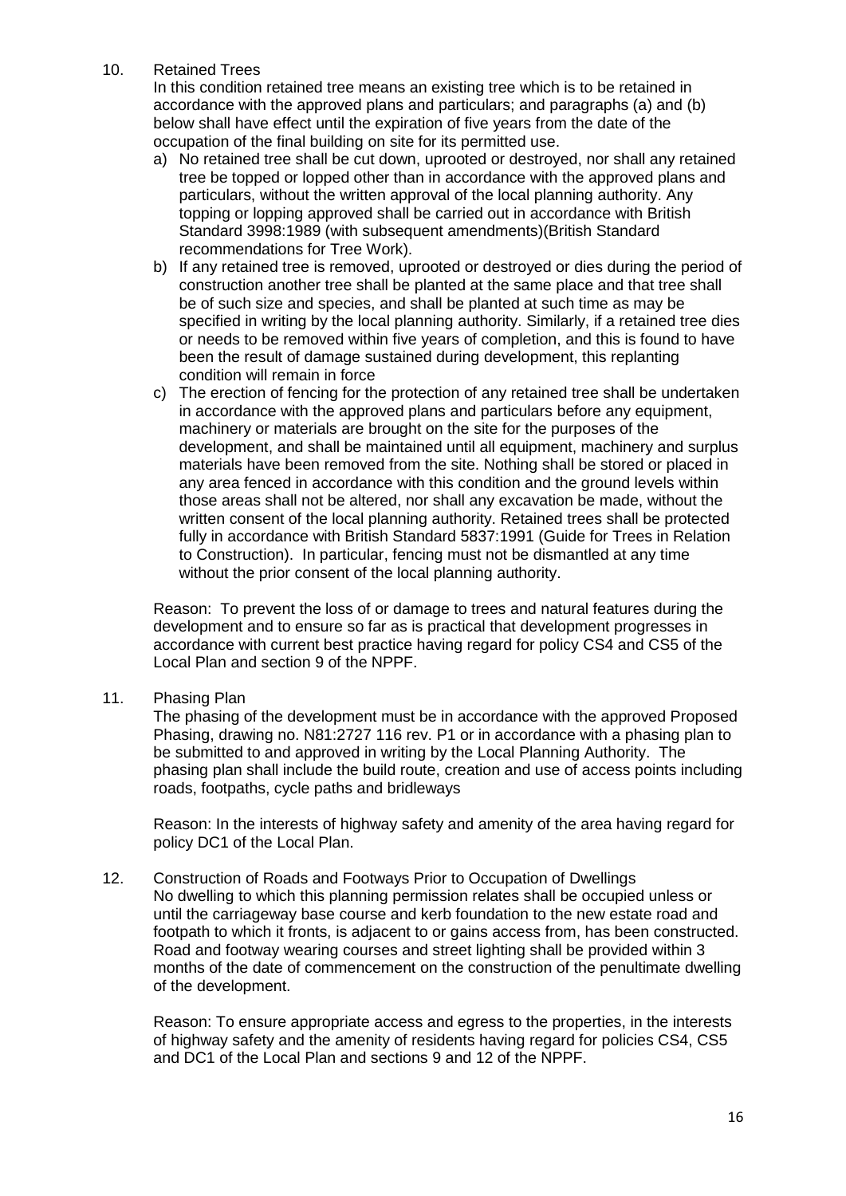10. Retained Trees

    In this condition retained tree means an existing tree which is to be retained in accordance with the approved plans and particulars; and paragraphs (a) and (b) below shall have effect until the expiration of five years from the date of the occupation of the final building on site for its permitted use.

    a) No retained tree shall be cut down, uprooted or destroyed, nor shall any retained tree be topped or lopped other than in accordance with the approved plans and particulars, without the written approval of the local planning authority. Any topping or lopping approved shall be carried out in accordance with British Standard 3998:1989 (with subsequent amendments)(British Standard recommendations for Tree Work).
    b) If any retained tree is removed, uprooted or destroyed or dies during the period of construction another tree shall be planted at the same place and that tree shall be of such size and species, and shall be planted at such time as may be specified in writing by the local planning authority. Similarly, if a retained tree dies or needs to be removed within five years of completion, and this is found to have been the result of damage sustained during development, this replanting condition will remain in force
    c) The erection of fencing for the protection of any retained tree shall be undertaken in accordance with the approved plans and particulars before any equipment, machinery or materials are brought on the site for the purposes of the development, and shall be maintained until all equipment, machinery and surplus materials have been removed from the site. Nothing shall be stored or placed in any area fenced in accordance with this condition and the ground levels within those areas shall not be altered, nor shall any excavation be made, without the written consent of the local planning authority. Retained trees shall be protected fully in accordance with British Standard 5837:1991 (Guide for Trees in Relation to Construction). In particular, fencing must not be dismantled at any time without the prior consent of the local planning authority.

    Reason: To prevent the loss of or damage to trees and natural features during the development and to ensure so far as is practical that development progresses in accordance with current best practice having regard for policy CS4 and CS5 of the Local Plan and section 9 of the NPPF.

11. Phasing Plan

    The phasing of the development must be in accordance with the approved Proposed Phasing, drawing no. N81:2727 116 rev. P1 or in accordance with a phasing plan to be submitted to and approved in writing by the Local Planning Authority. The phasing plan shall include the build route, creation and use of access points including roads, footpaths, cycle paths and bridleways

    Reason: In the interests of highway safety and amenity of the area having regard for policy DC1 of the Local Plan.

12. Construction of Roads and Footways Prior to Occupation of Dwellings

    No dwelling to which this planning permission relates shall be occupied unless or until the carriageway base course and kerb foundation to the new estate road and footpath to which it fronts, is adjacent to or gains access from, has been constructed. Road and footway wearing courses and street lighting shall be provided within 3 months of the date of commencement on the construction of the penultimate dwelling of the development.

    Reason: To ensure appropriate access and egress to the properties, in the interests of highway safety and the amenity of residents having regard for policies CS4, CS5 and DC1 of the Local Plan and sections 9 and 12 of the NPPF.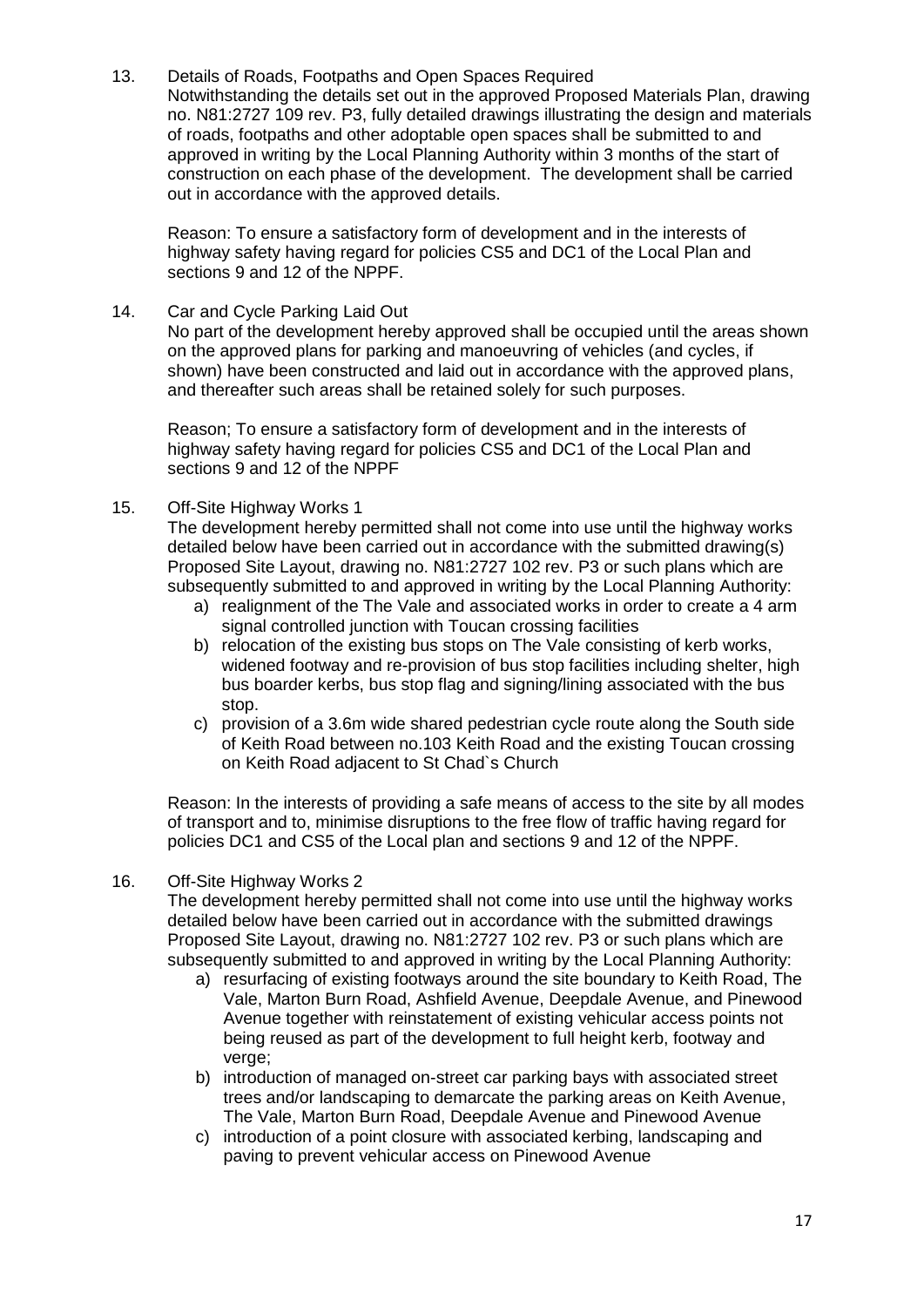13. Details of Roads, Footpaths and Open Spaces Required

    Notwithstanding the details set out in the approved Proposed Materials Plan, drawing no. N81:2727 109 rev. P3, fully detailed drawings illustrating the design and materials of roads, footpaths and other adoptable open spaces shall be submitted to and approved in writing by the Local Planning Authority within 3 months of the start of construction on each phase of the development. The development shall be carried out in accordance with the approved details.

    Reason: To ensure a satisfactory form of development and in the interests of highway safety having regard for policies CS5 and DC1 of the Local Plan and sections 9 and 12 of the NPPF.

14. Car and Cycle Parking Laid Out

    No part of the development hereby approved shall be occupied until the areas shown on the approved plans for parking and manoeuvring of vehicles (and cycles, if shown) have been constructed and laid out in accordance with the approved plans, and thereafter such areas shall be retained solely for such purposes.

    Reason; To ensure a satisfactory form of development and in the interests of highway safety having regard for policies CS5 and DC1 of the Local Plan and sections 9 and 12 of the NPPF

15. Off-Site Highway Works 1

    The development hereby permitted shall not come into use until the highway works detailed below have been carried out in accordance with the submitted drawing(s) Proposed Site Layout, drawing no. N81:2727 102 rev. P3 or such plans which are subsequently submitted to and approved in writing by the Local Planning Authority:

    a) realignment of the The Vale and associated works in order to create a 4 arm signal controlled junction with Toucan crossing facilities
    b) relocation of the existing bus stops on The Vale consisting of kerb works, widened footway and re-provision of bus stop facilities including shelter, high bus boarder kerbs, bus stop flag and signing/lining associated with the bus stop.
    c) provision of a 3.6m wide shared pedestrian cycle route along the South side of Keith Road between no.103 Keith Road and the existing Toucan crossing on Keith Road adjacent to St Chad`s Church

    Reason: In the interests of providing a safe means of access to the site by all modes of transport and to, minimise disruptions to the free flow of traffic having regard for policies DC1 and CS5 of the Local plan and sections 9 and 12 of the NPPF.

16. Off-Site Highway Works 2

    The development hereby permitted shall not come into use until the highway works detailed below have been carried out in accordance with the submitted drawings Proposed Site Layout, drawing no. N81:2727 102 rev. P3 or such plans which are subsequently submitted to and approved in writing by the Local Planning Authority:

    a) resurfacing of existing footways around the site boundary to Keith Road, The Vale, Marton Burn Road, Ashfield Avenue, Deepdale Avenue, and Pinewood Avenue together with reinstatement of existing vehicular access points not being reused as part of the development to full height kerb, footway and verge;
    b) introduction of managed on-street car parking bays with associated street trees and/or landscaping to demarcate the parking areas on Keith Avenue, The Vale, Marton Burn Road, Deepdale Avenue and Pinewood Avenue
    c) introduction of a point closure with associated kerbing, landscaping and paving to prevent vehicular access on Pinewood Avenue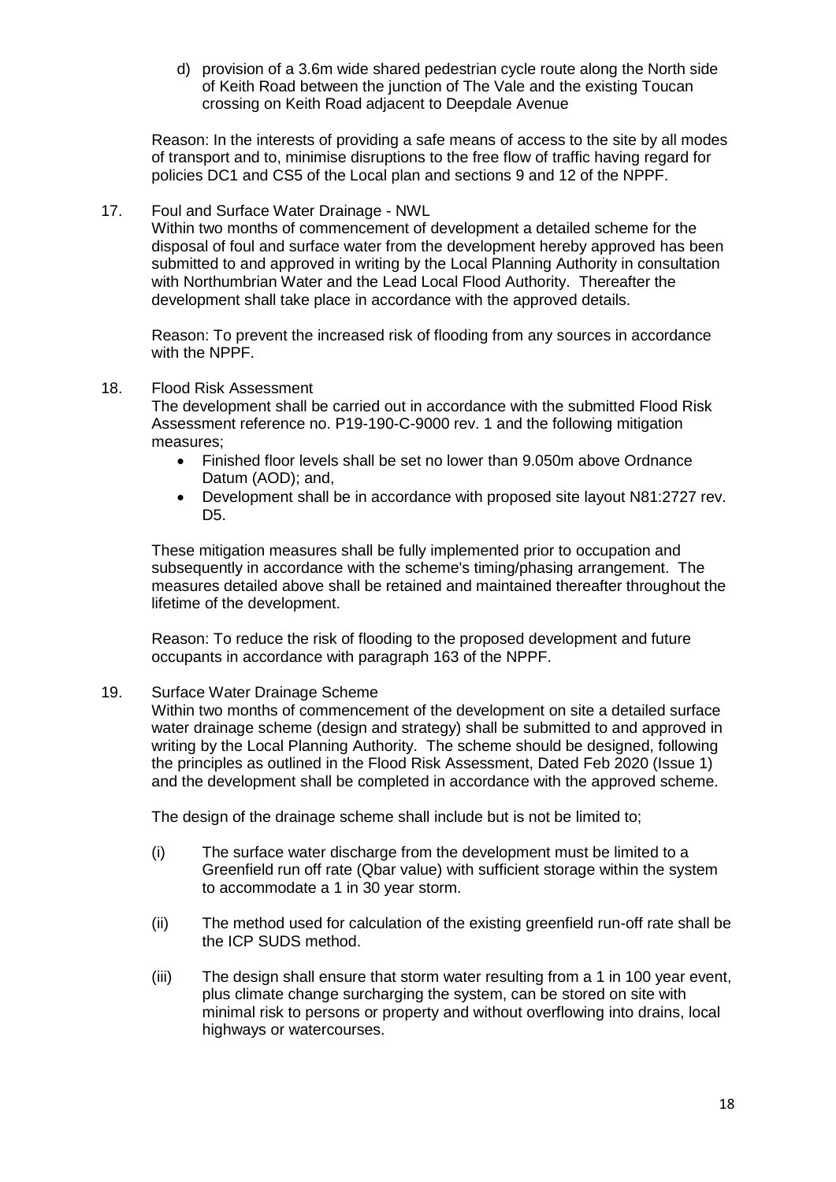d) provision of a 3.6m wide shared pedestrian cycle route along the North side of Keith Road between the junction of The Vale and the existing Toucan crossing on Keith Road adjacent to Deepdale Avenue

Reason: In the interests of providing a safe means of access to the site by all modes of transport and to, minimise disruptions to the free flow of traffic having regard for policies DC1 and CS5 of the Local plan and sections 9 and 12 of the NPPF.

17. Foul and Surface Water Drainage - NWL

Within two months of commencement of development a detailed scheme for the disposal of foul and surface water from the development hereby approved has been submitted to and approved in writing by the Local Planning Authority in consultation with Northumbrian Water and the Lead Local Flood Authority. Thereafter the development shall take place in accordance with the approved details.

Reason: To prevent the increased risk of flooding from any sources in accordance with the NPPF.

18. Flood Risk Assessment

The development shall be carried out in accordance with the submitted Flood Risk Assessment reference no. P19-190-C-9000 rev. 1 and the following mitigation measures;

- Finished floor levels shall be set no lower than 9.050m above Ordnance Datum (AOD); and,
- Development shall be in accordance with proposed site layout N81:2727 rev. D5.

These mitigation measures shall be fully implemented prior to occupation and subsequently in accordance with the scheme's timing/phasing arrangement. The measures detailed above shall be retained and maintained thereafter throughout the lifetime of the development.

Reason: To reduce the risk of flooding to the proposed development and future occupants in accordance with paragraph 163 of the NPPF.

19. Surface Water Drainage Scheme

Within two months of commencement of the development on site a detailed surface water drainage scheme (design and strategy) shall be submitted to and approved in writing by the Local Planning Authority. The scheme should be designed, following the principles as outlined in the Flood Risk Assessment, Dated Feb 2020 (Issue 1) and the development shall be completed in accordance with the approved scheme.

The design of the drainage scheme shall include but is not be limited to;

(i) The surface water discharge from the development must be limited to a Greenfield run off rate (Qbar value) with sufficient storage within the system to accommodate a 1 in 30 year storm.

(ii) The method used for calculation of the existing greenfield run-off rate shall be the ICP SUDS method.

(iii) The design shall ensure that storm water resulting from a 1 in 100 year event, plus climate change surcharging the system, can be stored on site with minimal risk to persons or property and without overflowing into drains, local highways or watercourses.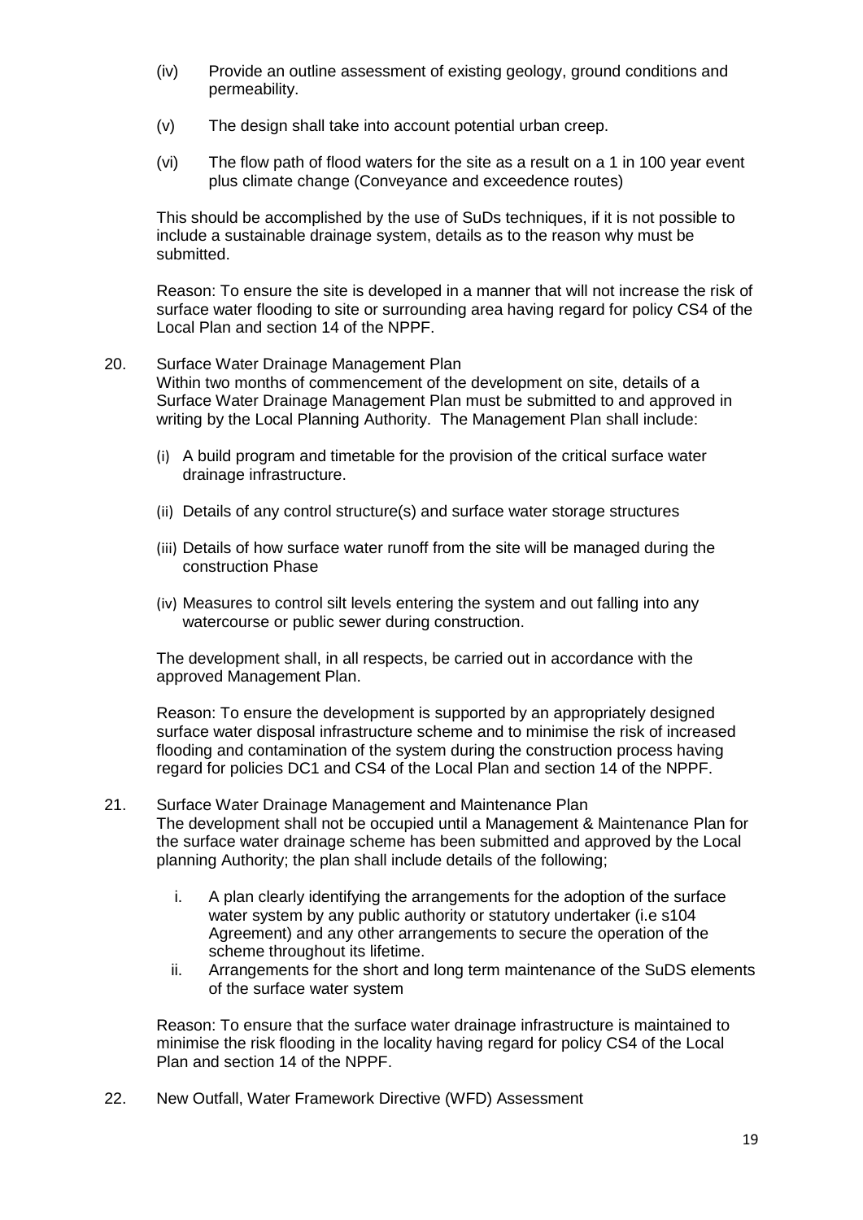(iv) Provide an outline assessment of existing geology, ground conditions and permeability.

(v) The design shall take into account potential urban creep.

(vi) The flow path of flood waters for the site as a result on a 1 in 100 year event plus climate change (Conveyance and exceedence routes)

This should be accomplished by the use of SuDs techniques, if it is not possible to include a sustainable drainage system, details as to the reason why must be submitted.

Reason: To ensure the site is developed in a manner that will not increase the risk of surface water flooding to site or surrounding area having regard for policy CS4 of the Local Plan and section 14 of the NPPF.

20. Surface Water Drainage Management Plan
Within two months of commencement of the development on site, details of a Surface Water Drainage Management Plan must be submitted to and approved in writing by the Local Planning Authority. The Management Plan shall include:

(i) A build program and timetable for the provision of the critical surface water drainage infrastructure.

(ii) Details of any control structure(s) and surface water storage structures

(iii) Details of how surface water runoff from the site will be managed during the construction Phase

(iv) Measures to control silt levels entering the system and out falling into any watercourse or public sewer during construction.

The development shall, in all respects, be carried out in accordance with the approved Management Plan.

Reason: To ensure the development is supported by an appropriately designed surface water disposal infrastructure scheme and to minimise the risk of increased flooding and contamination of the system during the construction process having regard for policies DC1 and CS4 of the Local Plan and section 14 of the NPPF.

21. Surface Water Drainage Management and Maintenance Plan
The development shall not be occupied until a Management & Maintenance Plan for the surface water drainage scheme has been submitted and approved by the Local planning Authority; the plan shall include details of the following;

i. A plan clearly identifying the arrangements for the adoption of the surface water system by any public authority or statutory undertaker (i.e s104 Agreement) and any other arrangements to secure the operation of the scheme throughout its lifetime.
ii. Arrangements for the short and long term maintenance of the SuDS elements of the surface water system

Reason: To ensure that the surface water drainage infrastructure is maintained to minimise the risk flooding in the locality having regard for policy CS4 of the Local Plan and section 14 of the NPPF.

22. New Outfall, Water Framework Directive (WFD) Assessment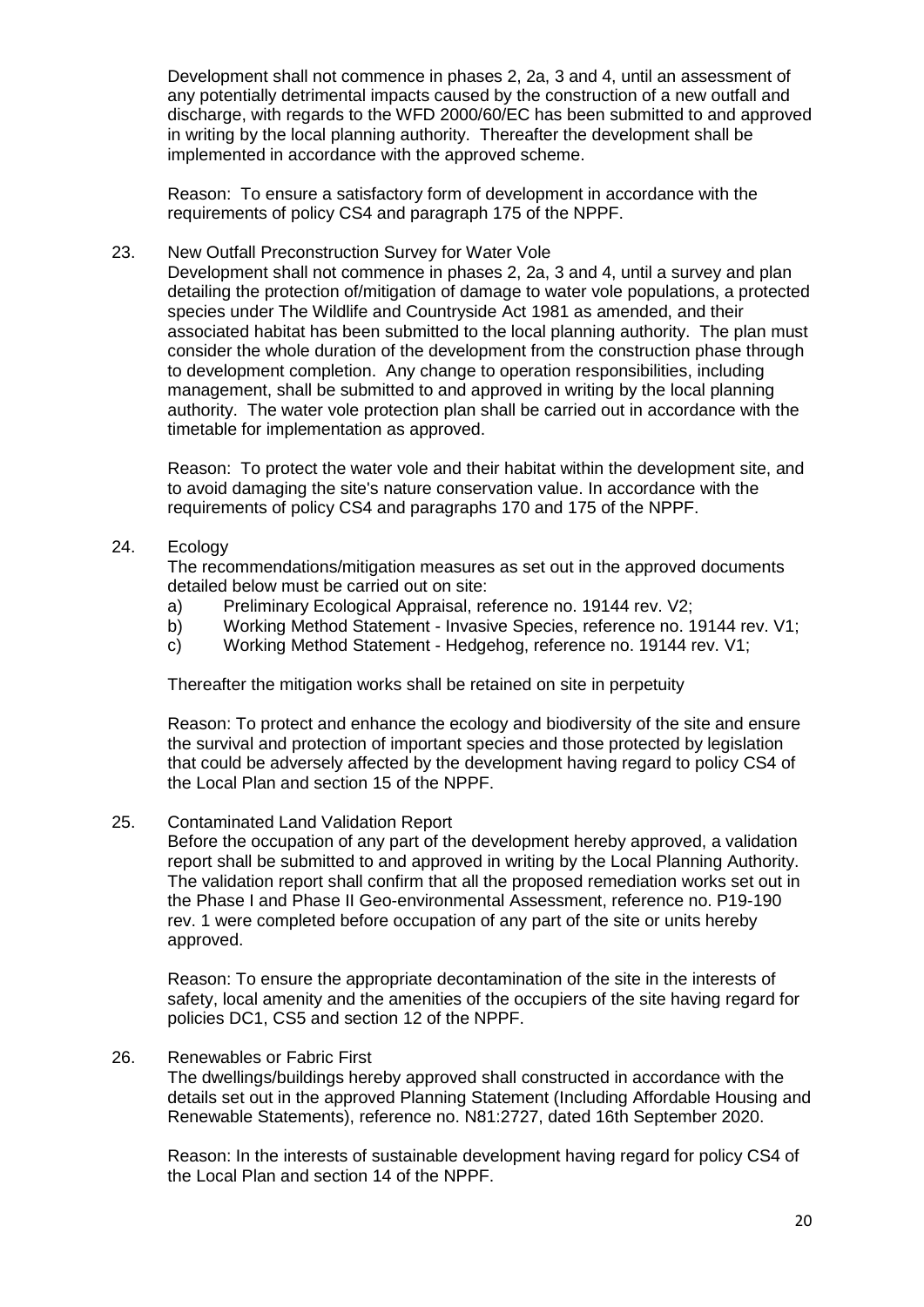Development shall not commence in phases 2, 2a, 3 and 4, until an assessment of any potentially detrimental impacts caused by the construction of a new outfall and discharge, with regards to the WFD 2000/60/EC has been submitted to and approved in writing by the local planning authority. Thereafter the development shall be implemented in accordance with the approved scheme.

Reason: To ensure a satisfactory form of development in accordance with the requirements of policy CS4 and paragraph 175 of the NPPF.

23. New Outfall Preconstruction Survey for Water Vole

Development shall not commence in phases 2, 2a, 3 and 4, until a survey and plan detailing the protection of/mitigation of damage to water vole populations, a protected species under The Wildlife and Countryside Act 1981 as amended, and their associated habitat has been submitted to the local planning authority. The plan must consider the whole duration of the development from the construction phase through to development completion. Any change to operation responsibilities, including management, shall be submitted to and approved in writing by the local planning authority. The water vole protection plan shall be carried out in accordance with the timetable for implementation as approved.

Reason: To protect the water vole and their habitat within the development site, and to avoid damaging the site's nature conservation value. In accordance with the requirements of policy CS4 and paragraphs 170 and 175 of the NPPF.

24. Ecology

The recommendations/mitigation measures as set out in the approved documents detailed below must be carried out on site:

a) Preliminary Ecological Appraisal, reference no. 19144 rev. V2;
b) Working Method Statement - Invasive Species, reference no. 19144 rev. V1;
c) Working Method Statement - Hedgehog, reference no. 19144 rev. V1;

Thereafter the mitigation works shall be retained on site in perpetuity

Reason: To protect and enhance the ecology and biodiversity of the site and ensure the survival and protection of important species and those protected by legislation that could be adversely affected by the development having regard to policy CS4 of the Local Plan and section 15 of the NPPF.

25. Contaminated Land Validation Report

Before the occupation of any part of the development hereby approved, a validation report shall be submitted to and approved in writing by the Local Planning Authority. The validation report shall confirm that all the proposed remediation works set out in the Phase I and Phase II Geo-environmental Assessment, reference no. P19-190 rev. 1 were completed before occupation of any part of the site or units hereby approved.

Reason: To ensure the appropriate decontamination of the site in the interests of safety, local amenity and the amenities of the occupiers of the site having regard for policies DC1, CS5 and section 12 of the NPPF.

26. Renewables or Fabric First

The dwellings/buildings hereby approved shall constructed in accordance with the details set out in the approved Planning Statement (Including Affordable Housing and Renewable Statements), reference no. N81:2727, dated 16th September 2020.

Reason: In the interests of sustainable development having regard for policy CS4 of the Local Plan and section 14 of the NPPF.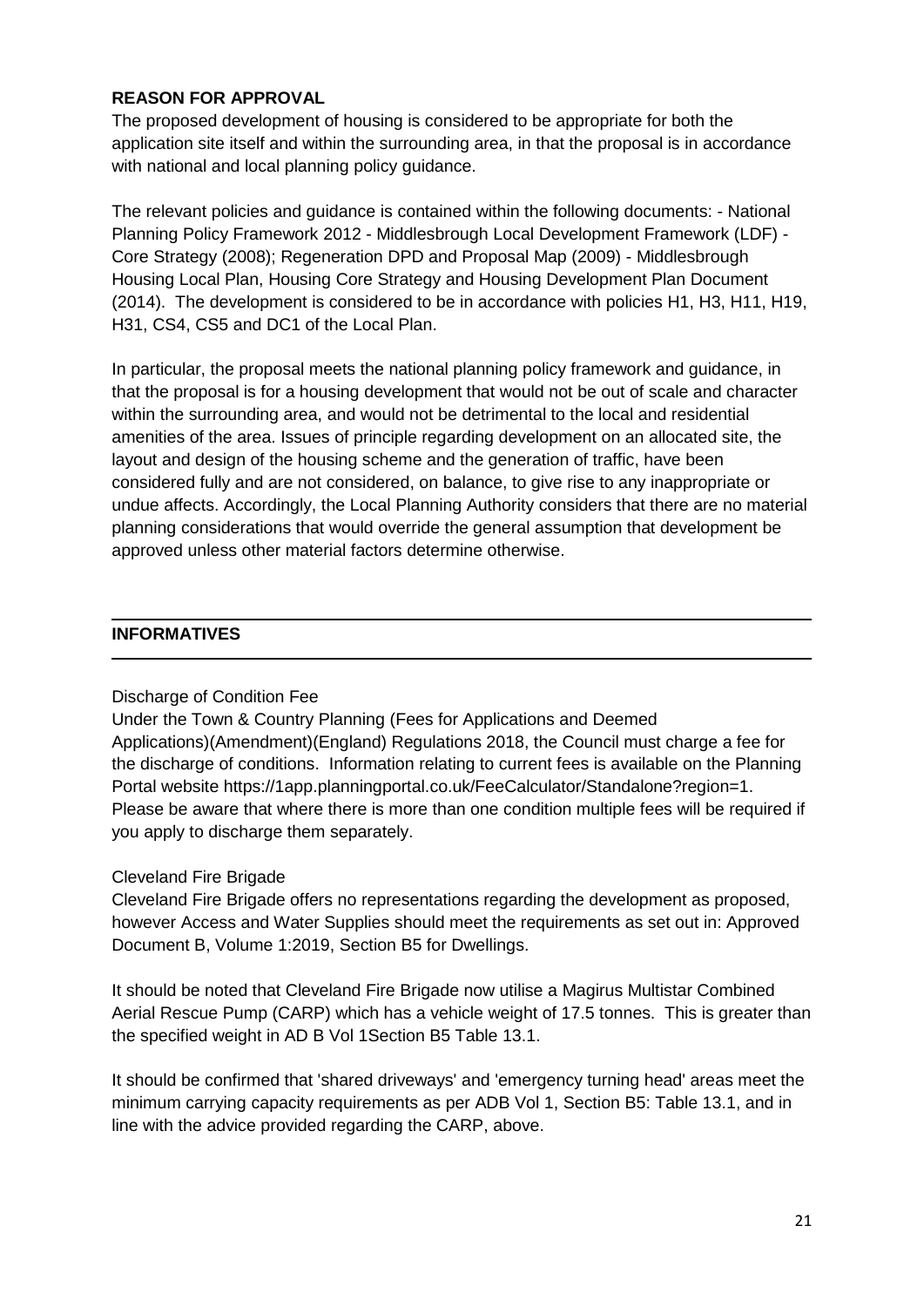**REASON FOR APPROVAL**

The proposed development of housing is considered to be appropriate for both the application site itself and within the surrounding area, in that the proposal is in accordance with national and local planning policy guidance.

The relevant policies and guidance is contained within the following documents: - National Planning Policy Framework 2012 - Middlesbrough Local Development Framework (LDF) - Core Strategy (2008); Regeneration DPD and Proposal Map (2009) - Middlesbrough Housing Local Plan, Housing Core Strategy and Housing Development Plan Document (2014). The development is considered to be in accordance with policies H1, H3, H11, H19, H31, CS4, CS5 and DC1 of the Local Plan.

In particular, the proposal meets the national planning policy framework and guidance, in that the proposal is for a housing development that would not be out of scale and character within the surrounding area, and would not be detrimental to the local and residential amenities of the area. Issues of principle regarding development on an allocated site, the layout and design of the housing scheme and the generation of traffic, have been considered fully and are not considered, on balance, to give rise to any inappropriate or undue affects. Accordingly, the Local Planning Authority considers that there are no material planning considerations that would override the general assumption that development be approved unless other material factors determine otherwise.

---

**INFORMATIVES**

---

Discharge of Condition Fee

Under the Town & Country Planning (Fees for Applications and Deemed Applications)(Amendment)(England) Regulations 2018, the Council must charge a fee for the discharge of conditions. Information relating to current fees is available on the Planning Portal website https://1app.planningportal.co.uk/FeeCalculator/Standalone?region=1. Please be aware that where there is more than one condition multiple fees will be required if you apply to discharge them separately.

Cleveland Fire Brigade

Cleveland Fire Brigade offers no representations regarding the development as proposed, however Access and Water Supplies should meet the requirements as set out in: Approved Document B, Volume 1:2019, Section B5 for Dwellings.

It should be noted that Cleveland Fire Brigade now utilise a Magirus Multistar Combined Aerial Rescue Pump (CARP) which has a vehicle weight of 17.5 tonnes. This is greater than the specified weight in AD B Vol 1Section B5 Table 13.1.

It should be confirmed that 'shared driveways' and 'emergency turning head' areas meet the minimum carrying capacity requirements as per ADB Vol 1, Section B5: Table 13.1, and in line with the advice provided regarding the CARP, above.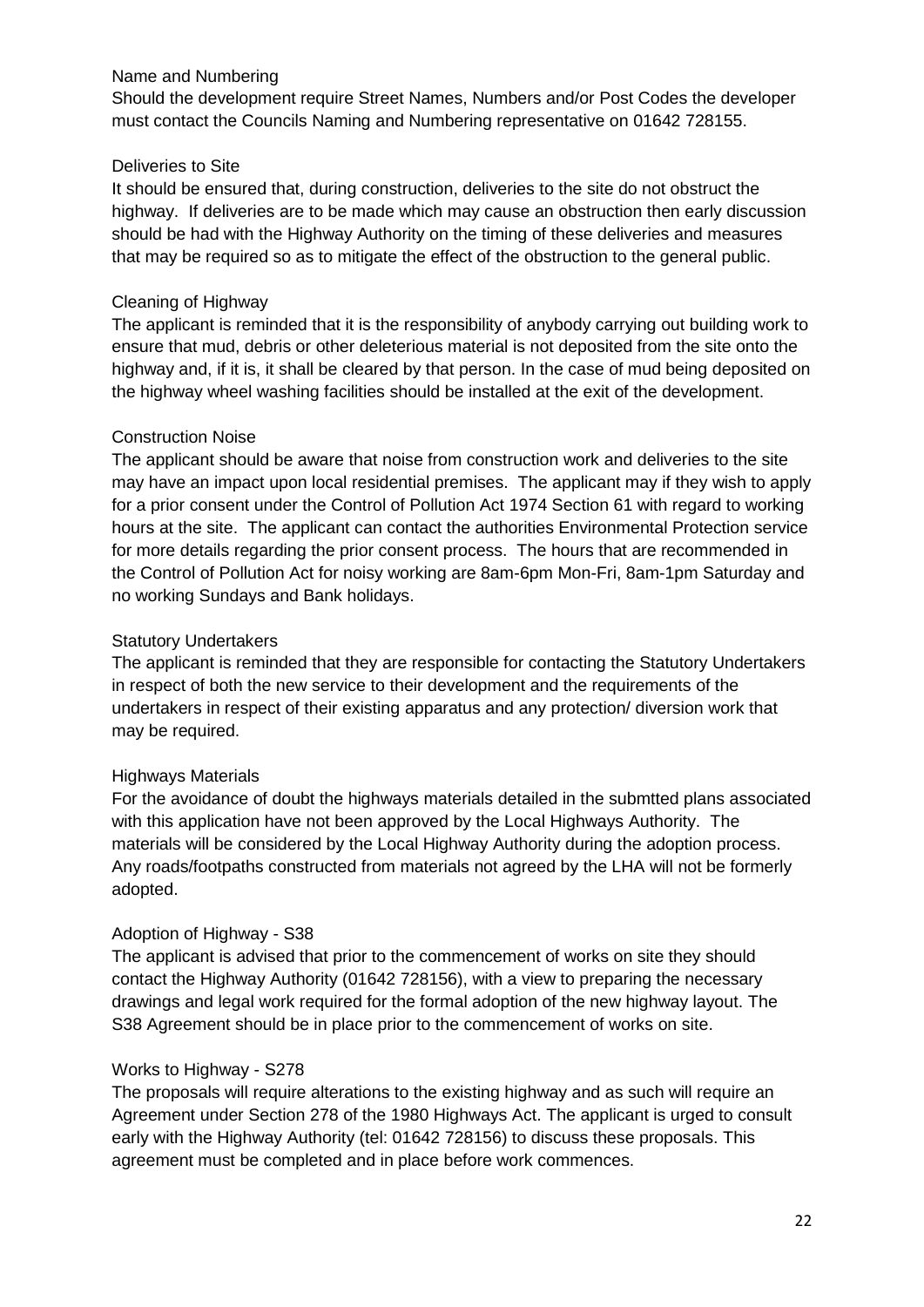### Name and Numbering

Should the development require Street Names, Numbers and/or Post Codes the developer must contact the Councils Naming and Numbering representative on 01642 728155.

### Deliveries to Site

It should be ensured that, during construction, deliveries to the site do not obstruct the highway. If deliveries are to be made which may cause an obstruction then early discussion should be had with the Highway Authority on the timing of these deliveries and measures that may be required so as to mitigate the effect of the obstruction to the general public.

### Cleaning of Highway

The applicant is reminded that it is the responsibility of anybody carrying out building work to ensure that mud, debris or other deleterious material is not deposited from the site onto the highway and, if it is, it shall be cleared by that person. In the case of mud being deposited on the highway wheel washing facilities should be installed at the exit of the development.

### Construction Noise

The applicant should be aware that noise from construction work and deliveries to the site may have an impact upon local residential premises. The applicant may if they wish to apply for a prior consent under the Control of Pollution Act 1974 Section 61 with regard to working hours at the site. The applicant can contact the authorities Environmental Protection service for more details regarding the prior consent process. The hours that are recommended in the Control of Pollution Act for noisy working are 8am-6pm Mon-Fri, 8am-1pm Saturday and no working Sundays and Bank holidays.

### Statutory Undertakers

The applicant is reminded that they are responsible for contacting the Statutory Undertakers in respect of both the new service to their development and the requirements of the undertakers in respect of their existing apparatus and any protection/ diversion work that may be required.

### Highways Materials

For the avoidance of doubt the highways materials detailed in the submtted plans associated with this application have not been approved by the Local Highways Authority. The materials will be considered by the Local Highway Authority during the adoption process. Any roads/footpaths constructed from materials not agreed by the LHA will not be formerly adopted.

### Adoption of Highway - S38

The applicant is advised that prior to the commencement of works on site they should contact the Highway Authority (01642 728156), with a view to preparing the necessary drawings and legal work required for the formal adoption of the new highway layout. The S38 Agreement should be in place prior to the commencement of works on site.

### Works to Highway - S278

The proposals will require alterations to the existing highway and as such will require an Agreement under Section 278 of the 1980 Highways Act. The applicant is urged to consult early with the Highway Authority (tel: 01642 728156) to discuss these proposals. This agreement must be completed and in place before work commences.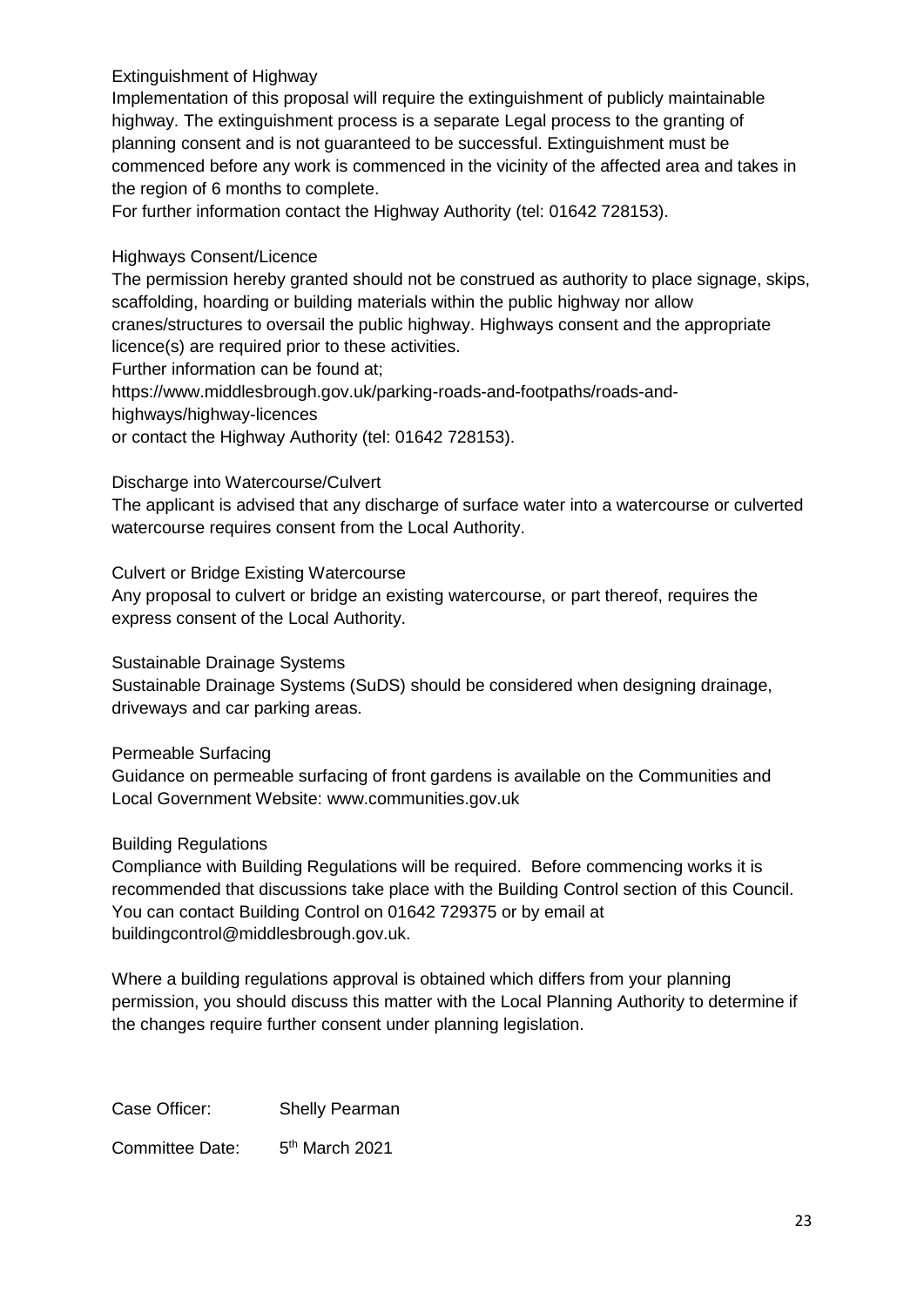Extinguishment of Highway

Implementation of this proposal will require the extinguishment of publicly maintainable highway. The extinguishment process is a separate Legal process to the granting of planning consent and is not guaranteed to be successful. Extinguishment must be commenced before any work is commenced in the vicinity of the affected area and takes in the region of 6 months to complete.

For further information contact the Highway Authority (tel: 01642 728153).

Highways Consent/Licence

The permission hereby granted should not be construed as authority to place signage, skips, scaffolding, hoarding or building materials within the public highway nor allow cranes/structures to oversail the public highway. Highways consent and the appropriate licence(s) are required prior to these activities.

Further information can be found at;

https://www.middlesbrough.gov.uk/parking-roads-and-footpaths/roads-and-highways/highway-licences

or contact the Highway Authority (tel: 01642 728153).

Discharge into Watercourse/Culvert

The applicant is advised that any discharge of surface water into a watercourse or culverted watercourse requires consent from the Local Authority.

Culvert or Bridge Existing Watercourse

Any proposal to culvert or bridge an existing watercourse, or part thereof, requires the express consent of the Local Authority.

Sustainable Drainage Systems

Sustainable Drainage Systems (SuDS) should be considered when designing drainage, driveways and car parking areas.

Permeable Surfacing

Guidance on permeable surfacing of front gardens is available on the Communities and Local Government Website: www.communities.gov.uk

Building Regulations

Compliance with Building Regulations will be required. Before commencing works it is recommended that discussions take place with the Building Control section of this Council. You can contact Building Control on 01642 729375 or by email at buildingcontrol@middlesbrough.gov.uk.

Where a building regulations approval is obtained which differs from your planning permission, you should discuss this matter with the Local Planning Authority to determine if the changes require further consent under planning legislation.

Case Officer: Shelly Pearman

Committee Date: 5th March 2021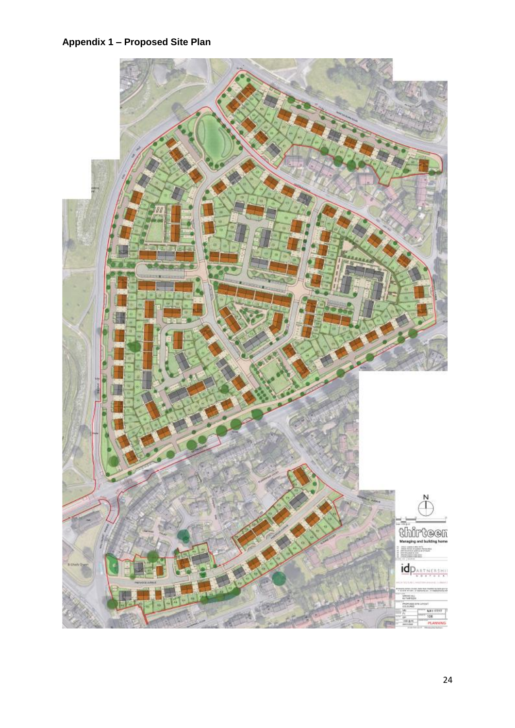**Appendix 1 – Proposed Site Plan**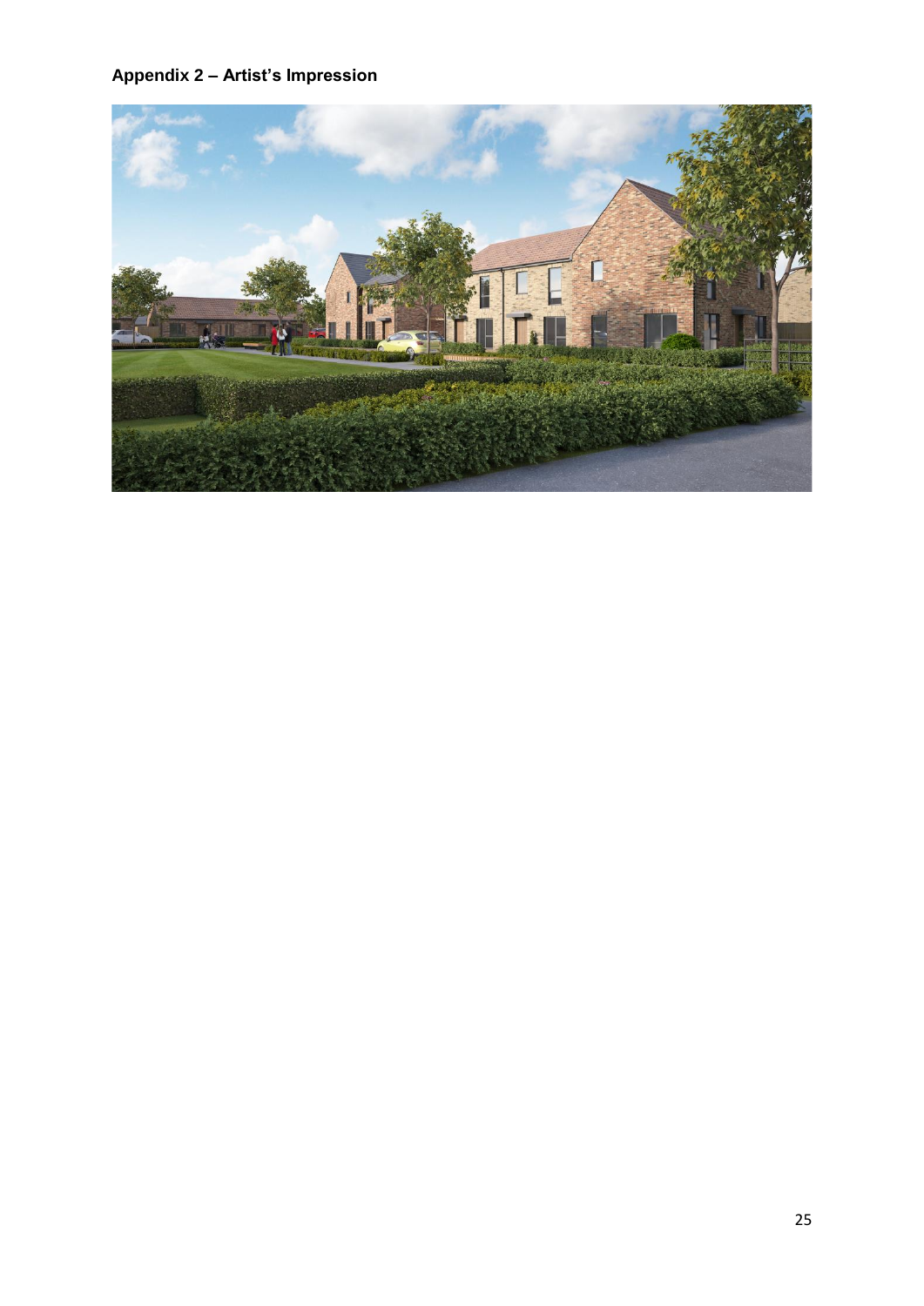**Appendix 2 – Artist's Impression**